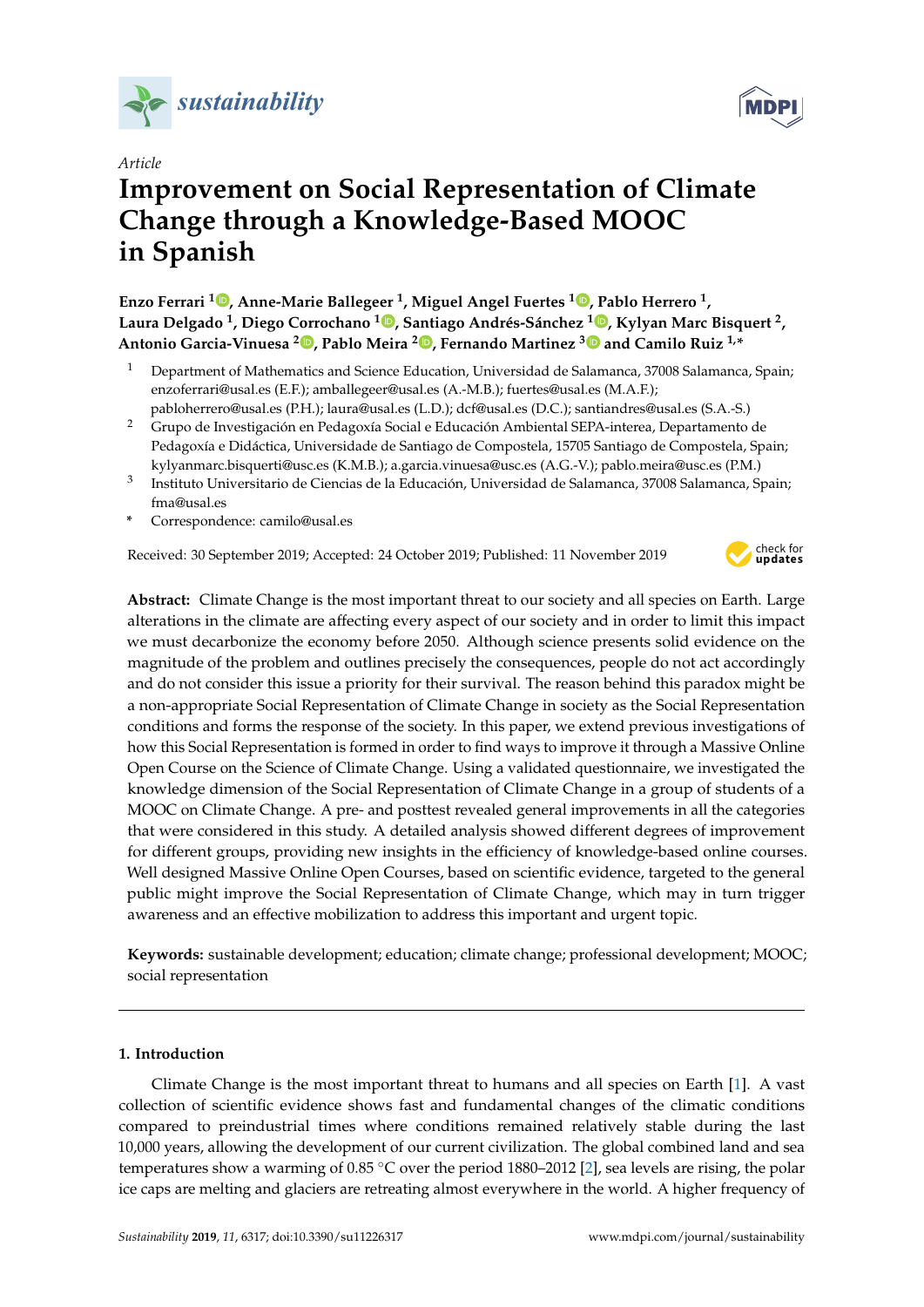*Article*

# Improvement on Social Representation of Climate Change through a Knowledge-Based MOOC in Spanish

**Enzo Ferrari [1], Anne-Marie Ballegeer [1], Miguel Angel Fuertes [1], Pablo Herrero [1], Laura Delgado [1], Diego Corrochano [1], Santiago Andrés-Sánchez [1], Kylyan Marc Bisquert [2], Antonio Garcia-Vinuesa [2], Pablo Meira [2], Fernando Martinez [3] and Camilo Ruiz [1,*]**

[1] Department of Mathematics and Science Education, Universidad de Salamanca, 37008 Salamanca, Spain; enzoferrari@usal.es (E.F.); amballegeer@usal.es (A.-M.B.); fuertes@usal.es (M.A.F.); pabloherrero@usal.es (P.H.); laura@usal.es (L.D.); dcf@usal.es (D.C.); santiandres@usal.es (S.A.-S.)

[2] Grupo de Investigación en Pedagoxía Social e Educación Ambiental SEPA-interea, Departamento de Pedagoxía e Didáctica, Universidade de Santiago de Compostela, 15705 Santiago de Compostela, Spain; kylyanmarc.bisquerti@usc.es (K.M.B.); a.garcia.vinuesa@usc.es (A.G.-V.); pablo.meira@usc.es (P.M.)

[3] Instituto Universitario de Ciencias de la Educación, Universidad de Salamanca, 37008 Salamanca, Spain; fma@usal.es

\* Correspondence: camilo@usal.es

Received: 30 September 2019; Accepted: 24 October 2019; Published: 11 November 2019

**Abstract:** Climate Change is the most important threat to our society and all species on Earth. Large alterations in the climate are affecting every aspect of our society and in order to limit this impact we must decarbonize the economy before 2050. Although science presents solid evidence on the magnitude of the problem and outlines precisely the consequences, people do not act accordingly and do not consider this issue a priority for their survival. The reason behind this paradox might be a non-appropriate Social Representation of Climate Change in society as the Social Representation conditions and forms the response of the society. In this paper, we extend previous investigations of how this Social Representation is formed in order to find ways to improve it through a Massive Online Open Course on the Science of Climate Change. Using a validated questionnaire, we investigated the knowledge dimension of the Social Representation of Climate Change in a group of students of a MOOC on Climate Change. A pre- and posttest revealed general improvements in all the categories that were considered in this study. A detailed analysis showed different degrees of improvement for different groups, providing new insights in the efficiency of knowledge-based online courses. Well designed Massive Online Open Courses, based on scientific evidence, targeted to the general public might improve the Social Representation of Climate Change, which may in turn trigger awareness and an effective mobilization to address this important and urgent topic.

**Keywords:** sustainable development; education; climate change; professional development; MOOC; social representation

## 1. Introduction

Climate Change is the most important threat to humans and all species on Earth [1]. A vast collection of scientific evidence shows fast and fundamental changes of the climatic conditions compared to preindustrial times where conditions remained relatively stable during the last 10,000 years, allowing the development of our current civilization. The global combined land and sea temperatures show a warming of 0.85 °C over the period 1880–2012 [2], sea levels are rising, the polar ice caps are melting and glaciers are retreating almost everywhere in the world. A higher frequency of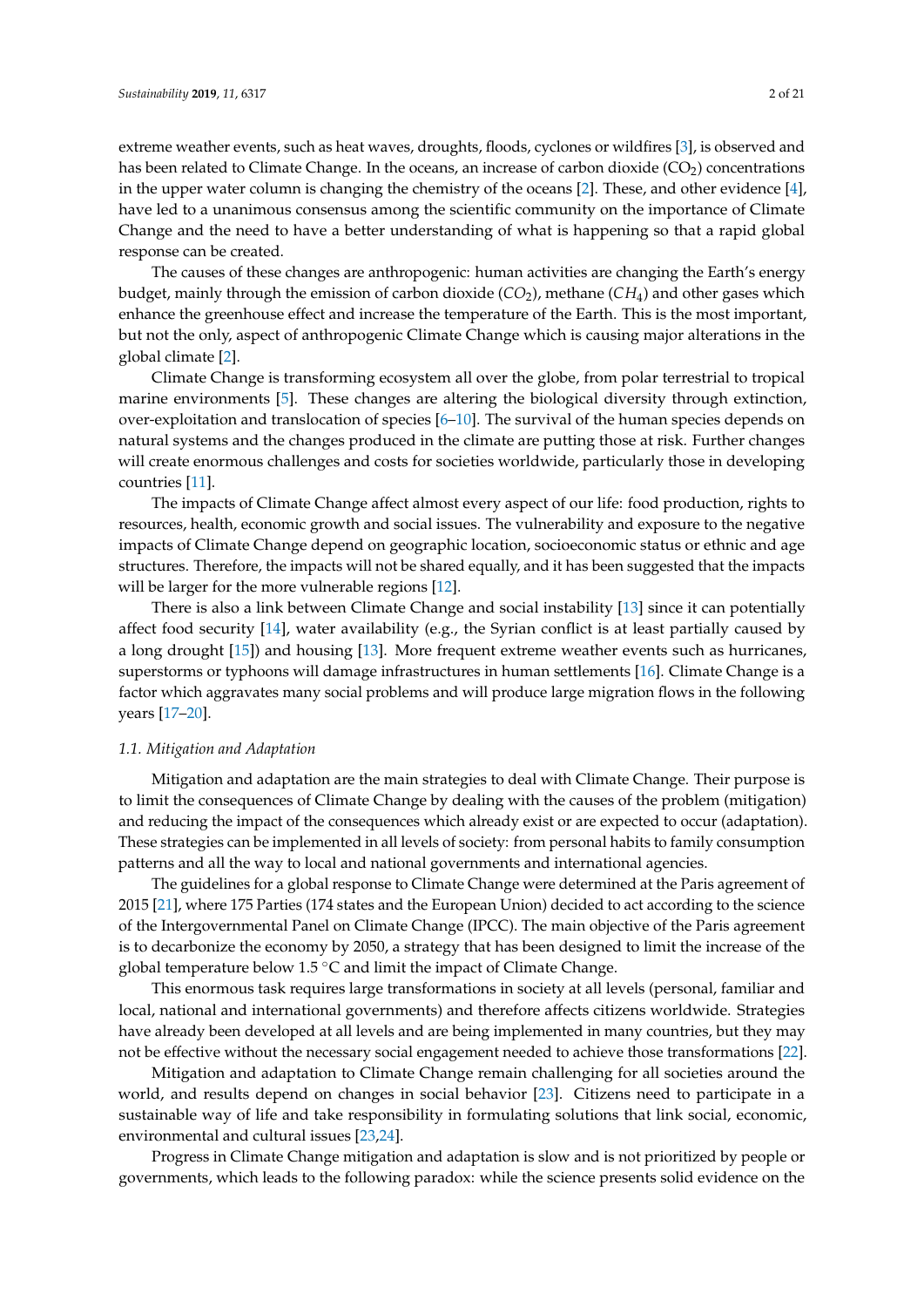extreme weather events, such as heat waves, droughts, floods, cyclones or wildfires [3], is observed and has been related to Climate Change. In the oceans, an increase of carbon dioxide ($CO_2$) concentrations in the upper water column is changing the chemistry of the oceans [2]. These, and other evidence [4], have led to a unanimous consensus among the scientific community on the importance of Climate Change and the need to have a better understanding of what is happening so that a rapid global response can be created.

The causes of these changes are anthropogenic: human activities are changing the Earth's energy budget, mainly through the emission of carbon dioxide ($CO_2$), methane ($CH_4$) and other gases which enhance the greenhouse effect and increase the temperature of the Earth. This is the most important, but not the only, aspect of anthropogenic Climate Change which is causing major alterations in the global climate [2].

Climate Change is transforming ecosystem all over the globe, from polar terrestrial to tropical marine environments [5]. These changes are altering the biological diversity through extinction, over-exploitation and translocation of species [6–10]. The survival of the human species depends on natural systems and the changes produced in the climate are putting those at risk. Further changes will create enormous challenges and costs for societies worldwide, particularly those in developing countries [11].

The impacts of Climate Change affect almost every aspect of our life: food production, rights to resources, health, economic growth and social issues. The vulnerability and exposure to the negative impacts of Climate Change depend on geographic location, socioeconomic status or ethnic and age structures. Therefore, the impacts will not be shared equally, and it has been suggested that the impacts will be larger for the more vulnerable regions [12].

There is also a link between Climate Change and social instability [13] since it can potentially affect food security [14], water availability (e.g., the Syrian conflict is at least partially caused by a long drought [15]) and housing [13]. More frequent extreme weather events such as hurricanes, superstorms or typhoons will damage infrastructures in human settlements [16]. Climate Change is a factor which aggravates many social problems and will produce large migration flows in the following years [17–20].

### 1.1. Mitigation and Adaptation

Mitigation and adaptation are the main strategies to deal with Climate Change. Their purpose is to limit the consequences of Climate Change by dealing with the causes of the problem (mitigation) and reducing the impact of the consequences which already exist or are expected to occur (adaptation). These strategies can be implemented in all levels of society: from personal habits to family consumption patterns and all the way to local and national governments and international agencies.

The guidelines for a global response to Climate Change were determined at the Paris agreement of 2015 [21], where 175 Parties (174 states and the European Union) decided to act according to the science of the Intergovernmental Panel on Climate Change (IPCC). The main objective of the Paris agreement is to decarbonize the economy by 2050, a strategy that has been designed to limit the increase of the global temperature below 1.5 °C and limit the impact of Climate Change.

This enormous task requires large transformations in society at all levels (personal, familiar and local, national and international governments) and therefore affects citizens worldwide. Strategies have already been developed at all levels and are being implemented in many countries, but they may not be effective without the necessary social engagement needed to achieve those transformations [22].

Mitigation and adaptation to Climate Change remain challenging for all societies around the world, and results depend on changes in social behavior [23]. Citizens need to participate in a sustainable way of life and take responsibility in formulating solutions that link social, economic, environmental and cultural issues [23,24].

Progress in Climate Change mitigation and adaptation is slow and is not prioritized by people or governments, which leads to the following paradox: while the science presents solid evidence on the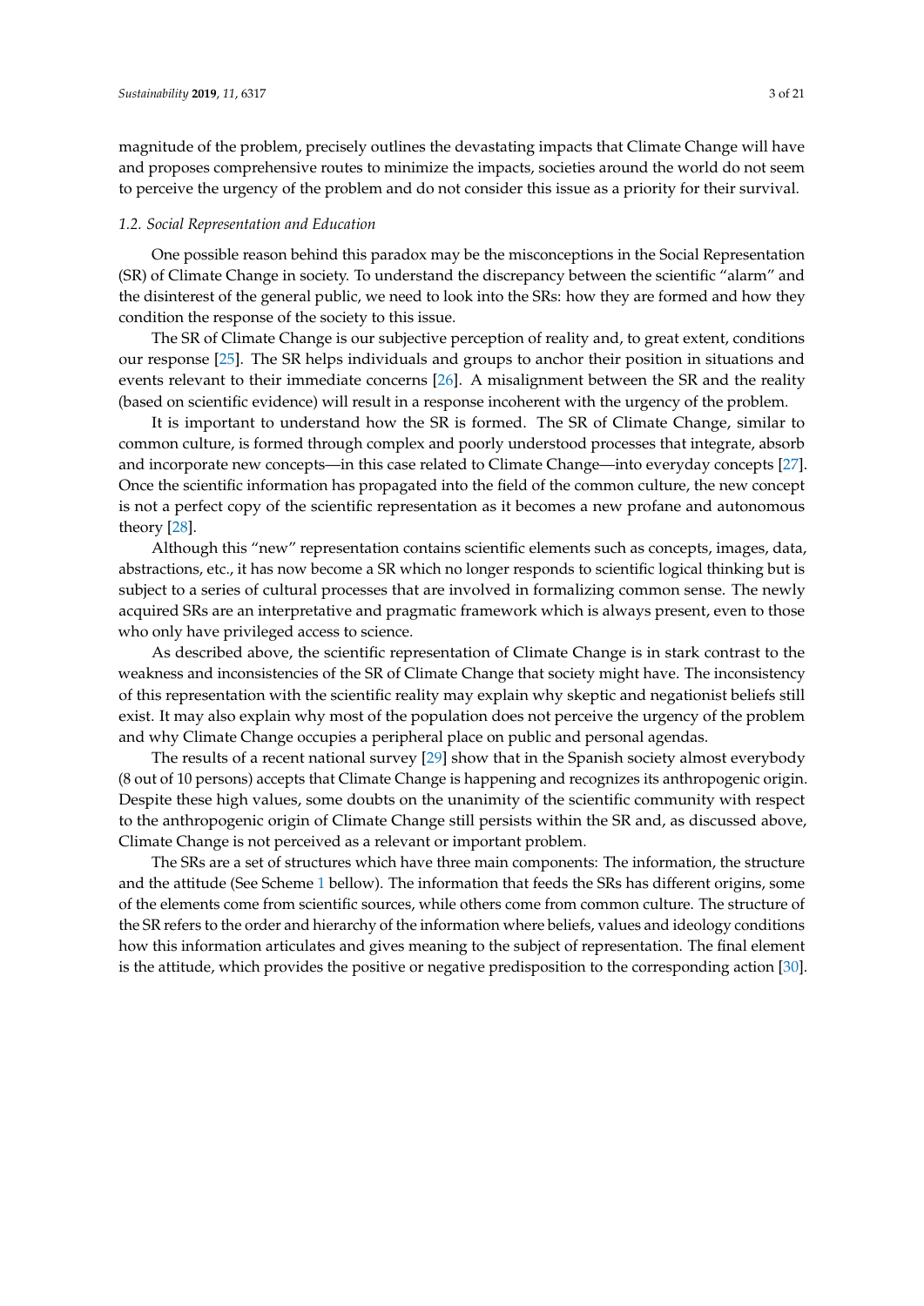magnitude of the problem, precisely outlines the devastating impacts that Climate Change will have and proposes comprehensive routes to minimize the impacts, societies around the world do not seem to perceive the urgency of the problem and do not consider this issue as a priority for their survival.

### *1.2. Social Representation and Education*

One possible reason behind this paradox may be the misconceptions in the Social Representation (SR) of Climate Change in society. To understand the discrepancy between the scientific "alarm" and the disinterest of the general public, we need to look into the SRs: how they are formed and how they condition the response of the society to this issue.

The SR of Climate Change is our subjective perception of reality and, to great extent, conditions our response [25]. The SR helps individuals and groups to anchor their position in situations and events relevant to their immediate concerns [26]. A misalignment between the SR and the reality (based on scientific evidence) will result in a response incoherent with the urgency of the problem.

It is important to understand how the SR is formed. The SR of Climate Change, similar to common culture, is formed through complex and poorly understood processes that integrate, absorb and incorporate new concepts—in this case related to Climate Change—into everyday concepts [27]. Once the scientific information has propagated into the field of the common culture, the new concept is not a perfect copy of the scientific representation as it becomes a new profane and autonomous theory [28].

Although this "new" representation contains scientific elements such as concepts, images, data, abstractions, etc., it has now become a SR which no longer responds to scientific logical thinking but is subject to a series of cultural processes that are involved in formalizing common sense. The newly acquired SRs are an interpretative and pragmatic framework which is always present, even to those who only have privileged access to science.

As described above, the scientific representation of Climate Change is in stark contrast to the weakness and inconsistencies of the SR of Climate Change that society might have. The inconsistency of this representation with the scientific reality may explain why skeptic and negationist beliefs still exist. It may also explain why most of the population does not perceive the urgency of the problem and why Climate Change occupies a peripheral place on public and personal agendas.

The results of a recent national survey [29] show that in the Spanish society almost everybody (8 out of 10 persons) accepts that Climate Change is happening and recognizes its anthropogenic origin. Despite these high values, some doubts on the unanimity of the scientific community with respect to the anthropogenic origin of Climate Change still persists within the SR and, as discussed above, Climate Change is not perceived as a relevant or important problem.

The SRs are a set of structures which have three main components: The information, the structure and the attitude (See Scheme 1 bellow). The information that feeds the SRs has different origins, some of the elements come from scientific sources, while others come from common culture. The structure of the SR refers to the order and hierarchy of the information where beliefs, values and ideology conditions how this information articulates and gives meaning to the subject of representation. The final element is the attitude, which provides the positive or negative predisposition to the corresponding action [30].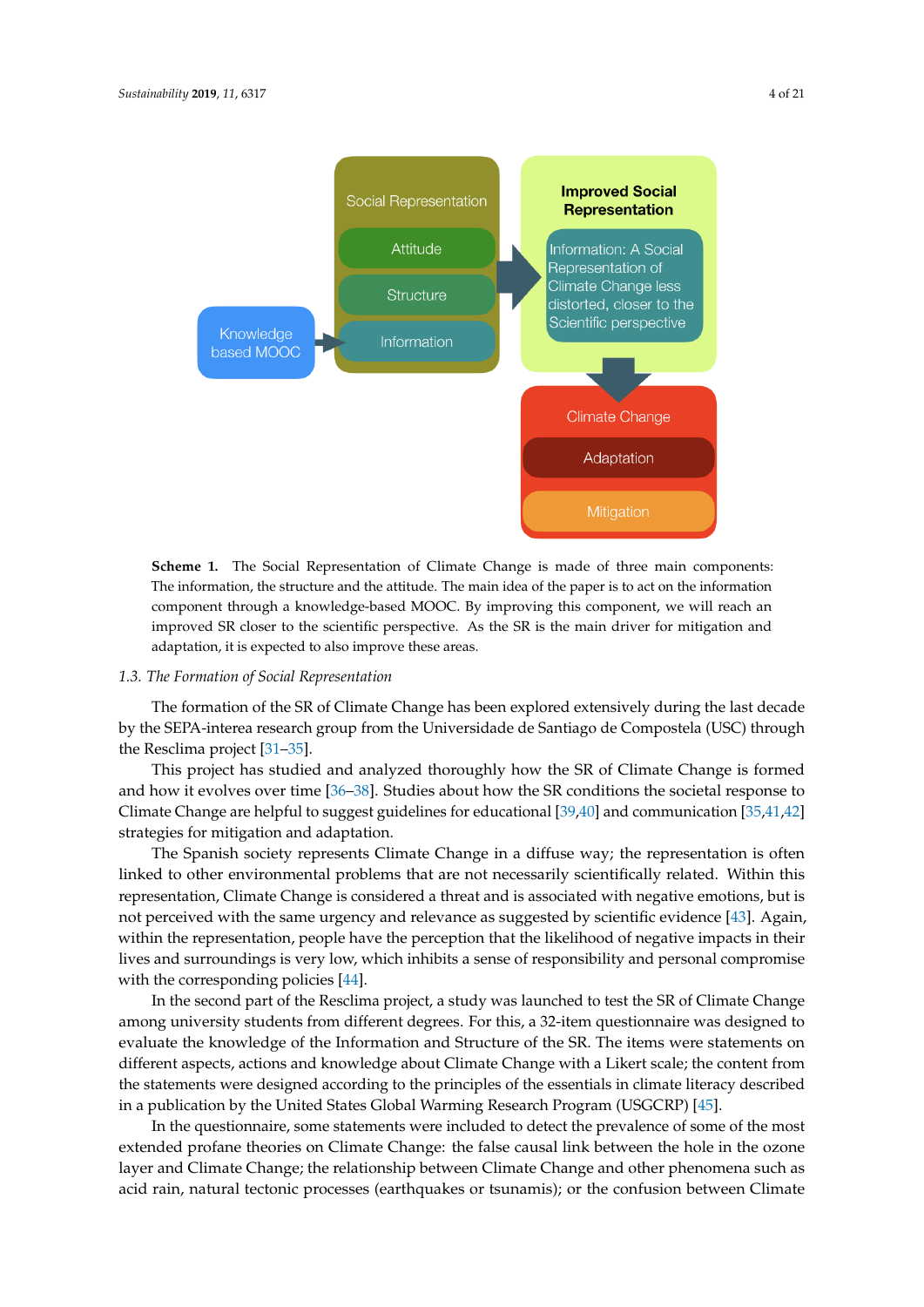**Scheme 1.** The Social Representation of Climate Change is made of three main components: The information, the structure and the attitude. The main idea of the paper is to act on the information component through a knowledge-based MOOC. By improving this component, we will reach an improved SR closer to the scientific perspective. As the SR is the main driver for mitigation and adaptation, it is expected to also improve these areas.

### 1.3. The Formation of Social Representation

The formation of the SR of Climate Change has been explored extensively during the last decade by the SEPA-interea research group from the Universidade de Santiago de Compostela (USC) through the Resclima project [31–35].

This project has studied and analyzed thoroughly how the SR of Climate Change is formed and how it evolves over time [36–38]. Studies about how the SR conditions the societal response to Climate Change are helpful to suggest guidelines for educational [39,40] and communication [35,41,42] strategies for mitigation and adaptation.

The Spanish society represents Climate Change in a diffuse way; the representation is often linked to other environmental problems that are not necessarily scientifically related. Within this representation, Climate Change is considered a threat and is associated with negative emotions, but is not perceived with the same urgency and relevance as suggested by scientific evidence [43]. Again, within the representation, people have the perception that the likelihood of negative impacts in their lives and surroundings is very low, which inhibits a sense of responsibility and personal compromise with the corresponding policies [44].

In the second part of the Resclima project, a study was launched to test the SR of Climate Change among university students from different degrees. For this, a 32-item questionnaire was designed to evaluate the knowledge of the Information and Structure of the SR. The items were statements on different aspects, actions and knowledge about Climate Change with a Likert scale; the content from the statements were designed according to the principles of the essentials in climate literacy described in a publication by the United States Global Warming Research Program (USGCRP) [45].

In the questionnaire, some statements were included to detect the prevalence of some of the most extended profane theories on Climate Change: the false causal link between the hole in the ozone layer and Climate Change; the relationship between Climate Change and other phenomena such as acid rain, natural tectonic processes (earthquakes or tsunamis); or the confusion between Climate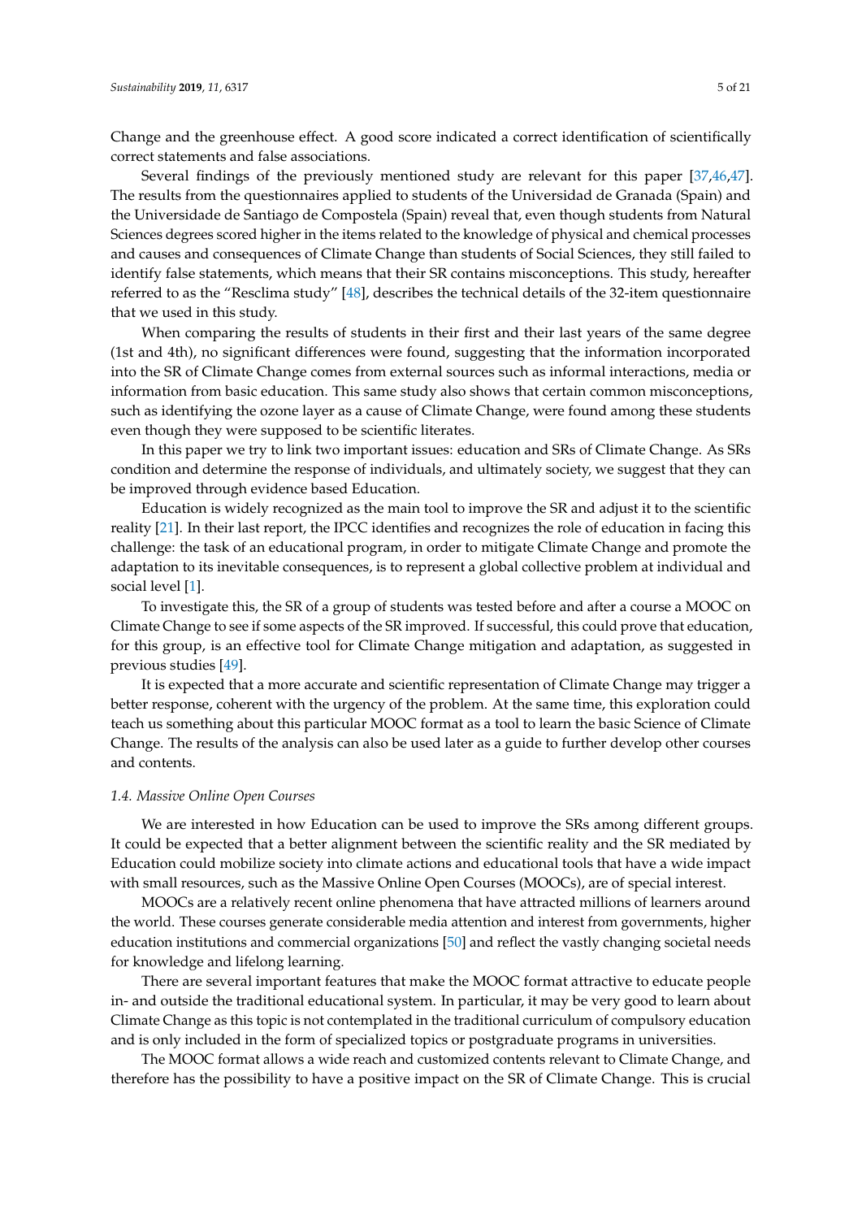Change and the greenhouse effect. A good score indicated a correct identification of scientifically correct statements and false associations.

Several findings of the previously mentioned study are relevant for this paper [37,46,47]. The results from the questionnaires applied to students of the Universidad de Granada (Spain) and the Universidade de Santiago de Compostela (Spain) reveal that, even though students from Natural Sciences degrees scored higher in the items related to the knowledge of physical and chemical processes and causes and consequences of Climate Change than students of Social Sciences, they still failed to identify false statements, which means that their SR contains misconceptions. This study, hereafter referred to as the "Resclima study" [48], describes the technical details of the 32-item questionnaire that we used in this study.

When comparing the results of students in their first and their last years of the same degree (1st and 4th), no significant differences were found, suggesting that the information incorporated into the SR of Climate Change comes from external sources such as informal interactions, media or information from basic education. This same study also shows that certain common misconceptions, such as identifying the ozone layer as a cause of Climate Change, were found among these students even though they were supposed to be scientific literates.

In this paper we try to link two important issues: education and SRs of Climate Change. As SRs condition and determine the response of individuals, and ultimately society, we suggest that they can be improved through evidence based Education.

Education is widely recognized as the main tool to improve the SR and adjust it to the scientific reality [21]. In their last report, the IPCC identifies and recognizes the role of education in facing this challenge: the task of an educational program, in order to mitigate Climate Change and promote the adaptation to its inevitable consequences, is to represent a global collective problem at individual and social level [1].

To investigate this, the SR of a group of students was tested before and after a course a MOOC on Climate Change to see if some aspects of the SR improved. If successful, this could prove that education, for this group, is an effective tool for Climate Change mitigation and adaptation, as suggested in previous studies [49].

It is expected that a more accurate and scientific representation of Climate Change may trigger a better response, coherent with the urgency of the problem. At the same time, this exploration could teach us something about this particular MOOC format as a tool to learn the basic Science of Climate Change. The results of the analysis can also be used later as a guide to further develop other courses and contents.

### *1.4. Massive Online Open Courses*

We are interested in how Education can be used to improve the SRs among different groups. It could be expected that a better alignment between the scientific reality and the SR mediated by Education could mobilize society into climate actions and educational tools that have a wide impact with small resources, such as the Massive Online Open Courses (MOOCs), are of special interest.

MOOCs are a relatively recent online phenomena that have attracted millions of learners around the world. These courses generate considerable media attention and interest from governments, higher education institutions and commercial organizations [50] and reflect the vastly changing societal needs for knowledge and lifelong learning.

There are several important features that make the MOOC format attractive to educate people in- and outside the traditional educational system. In particular, it may be very good to learn about Climate Change as this topic is not contemplated in the traditional curriculum of compulsory education and is only included in the form of specialized topics or postgraduate programs in universities.

The MOOC format allows a wide reach and customized contents relevant to Climate Change, and therefore has the possibility to have a positive impact on the SR of Climate Change. This is crucial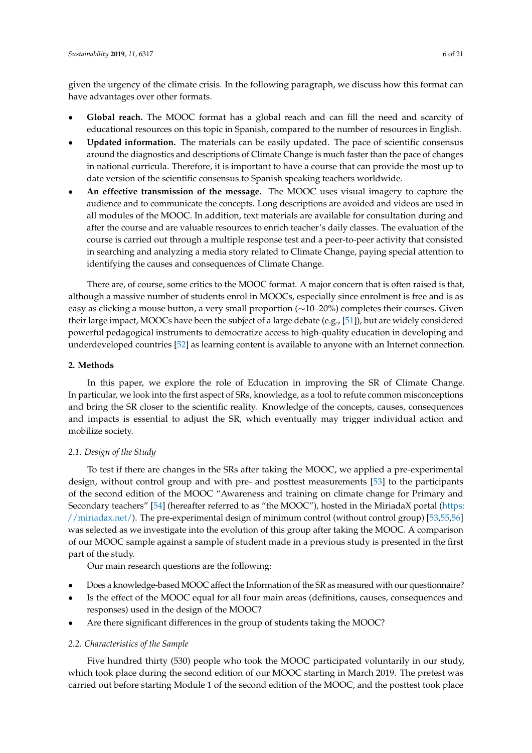given the urgency of the climate crisis. In the following paragraph, we discuss how this format can have advantages over other formats.

- **Global reach.** The MOOC format has a global reach and can fill the need and scarcity of educational resources on this topic in Spanish, compared to the number of resources in English.
- **Updated information.** The materials can be easily updated. The pace of scientific consensus around the diagnostics and descriptions of Climate Change is much faster than the pace of changes in national curricula. Therefore, it is important to have a course that can provide the most up to date version of the scientific consensus to Spanish speaking teachers worldwide.
- **An effective transmission of the message.** The MOOC uses visual imagery to capture the audience and to communicate the concepts. Long descriptions are avoided and videos are used in all modules of the MOOC. In addition, text materials are available for consultation during and after the course and are valuable resources to enrich teacher's daily classes. The evaluation of the course is carried out through a multiple response test and a peer-to-peer activity that consisted in searching and analyzing a media story related to Climate Change, paying special attention to identifying the causes and consequences of Climate Change.

There are, of course, some critics to the MOOC format. A major concern that is often raised is that, although a massive number of students enrol in MOOCs, especially since enrolment is free and is as easy as clicking a mouse button, a very small proportion (∼10–20%) completes their courses. Given their large impact, MOOCs have been the subject of a large debate (e.g., [51]), but are widely considered powerful pedagogical instruments to democratize access to high-quality education in developing and underdeveloped countries [52] as learning content is available to anyone with an Internet connection.

## 2. Methods

In this paper, we explore the role of Education in improving the SR of Climate Change. In particular, we look into the first aspect of SRs, knowledge, as a tool to refute common misconceptions and bring the SR closer to the scientific reality. Knowledge of the concepts, causes, consequences and impacts is essential to adjust the SR, which eventually may trigger individual action and mobilize society.

### *2.1. Design of the Study*

To test if there are changes in the SRs after taking the MOOC, we applied a pre-experimental design, without control group and with pre- and posttest measurements [53] to the participants of the second edition of the MOOC "Awareness and training on climate change for Primary and Secondary teachers" [54] (hereafter referred to as "the MOOC"), hosted in the MiriadaX portal (https://miriadax.net/). The pre-experimental design of minimum control (without control group) [53,55,56] was selected as we investigate into the evolution of this group after taking the MOOC. A comparison of our MOOC sample against a sample of student made in a previous study is presented in the first part of the study.

Our main research questions are the following:

- Does a knowledge-based MOOC affect the Information of the SR as measured with our questionnaire?
- Is the effect of the MOOC equal for all four main areas (definitions, causes, consequences and responses) used in the design of the MOOC?
- Are there significant differences in the group of students taking the MOOC?

### *2.2. Characteristics of the Sample*

Five hundred thirty (530) people who took the MOOC participated voluntarily in our study, which took place during the second edition of our MOOC starting in March 2019. The pretest was carried out before starting Module 1 of the second edition of the MOOC, and the posttest took place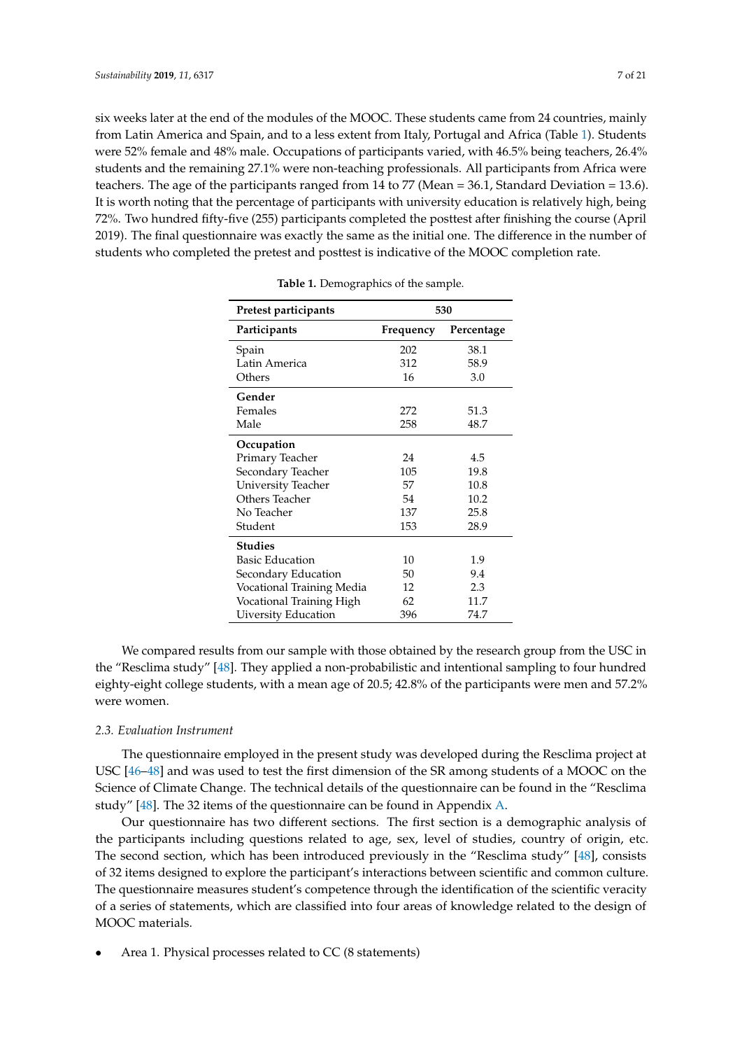six weeks later at the end of the modules of the MOOC. These students came from 24 countries, mainly from Latin America and Spain, and to a less extent from Italy, Portugal and Africa (Table 1). Students were 52% female and 48% male. Occupations of participants varied, with 46.5% being teachers, 26.4% students and the remaining 27.1% were non-teaching professionals. All participants from Africa were teachers. The age of the participants ranged from 14 to 77 (Mean = 36.1, Standard Deviation = 13.6). It is worth noting that the percentage of participants with university education is relatively high, being 72%. Two hundred fifty-five (255) participants completed the posttest after finishing the course (April 2019). The final questionnaire was exactly the same as the initial one. The difference in the number of students who completed the pretest and posttest is indicative of the MOOC completion rate.

**Table 1.** Demographics of the sample.

| **Pretest participants** | **530** | |
|---|---|---|
| **Participants** | **Frequency** | **Percentage** |
| Spain | 202 | 38.1 |
| Latin America | 312 | 58.9 |
| Others | 16 | 3.0 |
| **Gender** | | |
| Females | 272 | 51.3 |
| Male | 258 | 48.7 |
| **Occupation** | | |
| Primary Teacher | 24 | 4.5 |
| Secondary Teacher | 105 | 19.8 |
| University Teacher | 57 | 10.8 |
| Others Teacher | 54 | 10.2 |
| No Teacher | 137 | 25.8 |
| Student | 153 | 28.9 |
| **Studies** | | |
| Basic Education | 10 | 1.9 |
| Secondary Education | 50 | 9.4 |
| Vocational Training Media | 12 | 2.3 |
| Vocational Training High | 62 | 11.7 |
| Uiversity Education | 396 | 74.7 |

We compared results from our sample with those obtained by the research group from the USC in the "Resclima study" [48]. They applied a non-probabilistic and intentional sampling to four hundred eighty-eight college students, with a mean age of 20.5; 42.8% of the participants were men and 57.2% were women.

### *2.3. Evaluation Instrument*

The questionnaire employed in the present study was developed during the Resclima project at USC [46–48] and was used to test the first dimension of the SR among students of a MOOC on the Science of Climate Change. The technical details of the questionnaire can be found in the "Resclima study" [48]. The 32 items of the questionnaire can be found in Appendix A.

Our questionnaire has two different sections. The first section is a demographic analysis of the participants including questions related to age, sex, level of studies, country of origin, etc. The second section, which has been introduced previously in the "Resclima study" [48], consists of 32 items designed to explore the participant's interactions between scientific and common culture. The questionnaire measures student's competence through the identification of the scientific veracity of a series of statements, which are classified into four areas of knowledge related to the design of MOOC materials.

- Area 1. Physical processes related to CC (8 statements)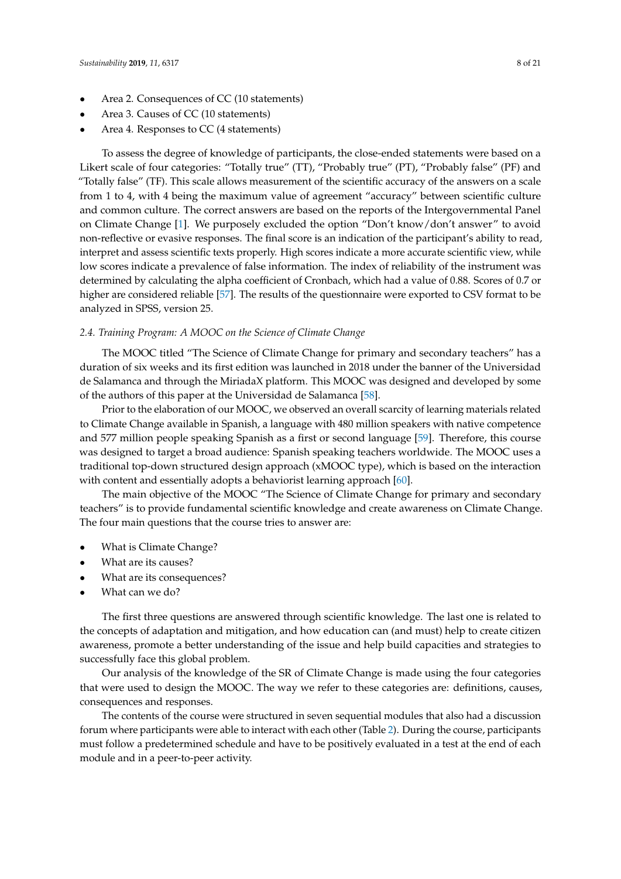- Area 2. Consequences of CC (10 statements)
- Area 3. Causes of CC (10 statements)
- Area 4. Responses to CC (4 statements)

To assess the degree of knowledge of participants, the close-ended statements were based on a Likert scale of four categories: "Totally true" (TT), "Probably true" (PT), "Probably false" (PF) and "Totally false" (TF). This scale allows measurement of the scientific accuracy of the answers on a scale from 1 to 4, with 4 being the maximum value of agreement "accuracy" between scientific culture and common culture. The correct answers are based on the reports of the Intergovernmental Panel on Climate Change [1]. We purposely excluded the option "Don't know/don't answer" to avoid non-reflective or evasive responses. The final score is an indication of the participant's ability to read, interpret and assess scientific texts properly. High scores indicate a more accurate scientific view, while low scores indicate a prevalence of false information. The index of reliability of the instrument was determined by calculating the alpha coefficient of Cronbach, which had a value of 0.88. Scores of 0.7 or higher are considered reliable [57]. The results of the questionnaire were exported to CSV format to be analyzed in SPSS, version 25.

### *2.4. Training Program: A MOOC on the Science of Climate Change*

The MOOC titled "The Science of Climate Change for primary and secondary teachers" has a duration of six weeks and its first edition was launched in 2018 under the banner of the Universidad de Salamanca and through the MiriadaX platform. This MOOC was designed and developed by some of the authors of this paper at the Universidad de Salamanca [58].

Prior to the elaboration of our MOOC, we observed an overall scarcity of learning materials related to Climate Change available in Spanish, a language with 480 million speakers with native competence and 577 million people speaking Spanish as a first or second language [59]. Therefore, this course was designed to target a broad audience: Spanish speaking teachers worldwide. The MOOC uses a traditional top-down structured design approach (xMOOC type), which is based on the interaction with content and essentially adopts a behaviorist learning approach [60].

The main objective of the MOOC "The Science of Climate Change for primary and secondary teachers" is to provide fundamental scientific knowledge and create awareness on Climate Change. The four main questions that the course tries to answer are:

- What is Climate Change?
- What are its causes?
- What are its consequences?
- What can we do?

The first three questions are answered through scientific knowledge. The last one is related to the concepts of adaptation and mitigation, and how education can (and must) help to create citizen awareness, promote a better understanding of the issue and help build capacities and strategies to successfully face this global problem.

Our analysis of the knowledge of the SR of Climate Change is made using the four categories that were used to design the MOOC. The way we refer to these categories are: definitions, causes, consequences and responses.

The contents of the course were structured in seven sequential modules that also had a discussion forum where participants were able to interact with each other (Table 2). During the course, participants must follow a predetermined schedule and have to be positively evaluated in a test at the end of each module and in a peer-to-peer activity.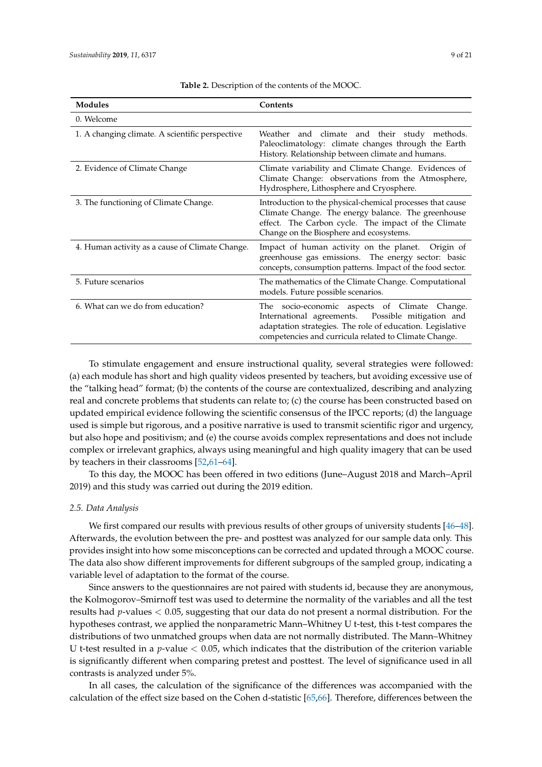**Table 2.** Description of the contents of the MOOC.

| Modules | Contents |
| --- | --- |
| 0. Welcome | |
| 1. A changing climate. A scientific perspective | Weather and climate and their study methods. Paleoclimatology: climate changes through the Earth History. Relationship between climate and humans. |
| 2. Evidence of Climate Change | Climate variability and Climate Change. Evidences of Climate Change: observations from the Atmosphere, Hydrosphere, Lithosphere and Cryosphere. |
| 3. The functioning of Climate Change. | Introduction to the physical-chemical processes that cause Climate Change. The energy balance. The greenhouse effect. The Carbon cycle. The impact of the Climate Change on the Biosphere and ecosystems. |
| 4. Human activity as a cause of Climate Change. | Impact of human activity on the planet. Origin of greenhouse gas emissions. The energy sector: basic concepts, consumption patterns. Impact of the food sector. |
| 5. Future scenarios | The mathematics of the Climate Change. Computational models. Future possible scenarios. |
| 6. What can we do from education? | The socio-economic aspects of Climate Change. International agreements. Possible mitigation and adaptation strategies. The role of education. Legislative competencies and curricula related to Climate Change. |

To stimulate engagement and ensure instructional quality, several strategies were followed: (a) each module has short and high quality videos presented by teachers, but avoiding excessive use of the "talking head" format; (b) the contents of the course are contextualized, describing and analyzing real and concrete problems that students can relate to; (c) the course has been constructed based on updated empirical evidence following the scientific consensus of the IPCC reports; (d) the language used is simple but rigorous, and a positive narrative is used to transmit scientific rigor and urgency, but also hope and positivism; and (e) the course avoids complex representations and does not include complex or irrelevant graphics, always using meaningful and high quality imagery that can be used by teachers in their classrooms [52,61–64].

To this day, the MOOC has been offered in two editions (June–August 2018 and March–April 2019) and this study was carried out during the 2019 edition.

### 2.5. Data Analysis

We first compared our results with previous results of other groups of university students [46–48]. Afterwards, the evolution between the pre- and posttest was analyzed for our sample data only. This provides insight into how some misconceptions can be corrected and updated through a MOOC course. The data also show different improvements for different subgroups of the sampled group, indicating a variable level of adaptation to the format of the course.

Since answers to the questionnaires are not paired with students id, because they are anonymous, the Kolmogorov–Smirnoff test was used to determine the normality of the variables and all the test results had $p$-values $< 0.05$, suggesting that our data do not present a normal distribution. For the hypotheses contrast, we applied the nonparametric Mann–Whitney U t-test, this t-test compares the distributions of two unmatched groups when data are not normally distributed. The Mann–Whitney U t-test resulted in a $p$-value $< 0.05$, which indicates that the distribution of the criterion variable is significantly different when comparing pretest and posttest. The level of significance used in all contrasts is analyzed under 5%.

In all cases, the calculation of the significance of the differences was accompanied with the calculation of the effect size based on the Cohen d-statistic [65,66]. Therefore, differences between the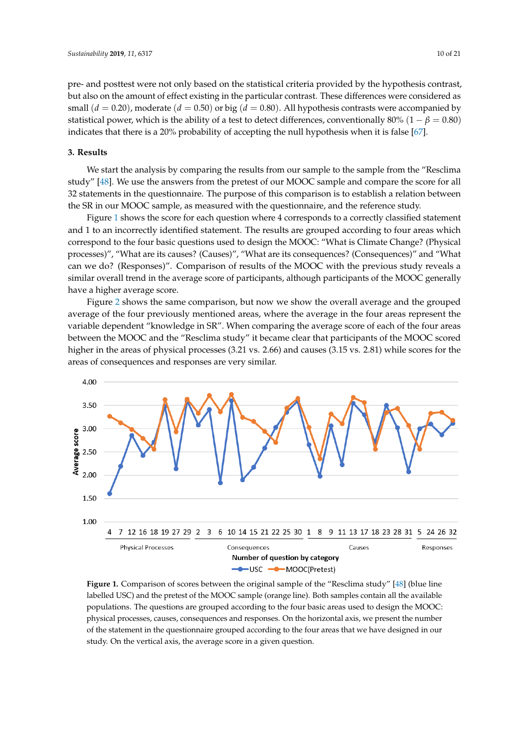pre- and posttest were not only based on the statistical criteria provided by the hypothesis contrast, but also on the amount of effect existing in the particular contrast. These differences were considered as small ($d = 0.20$), moderate ($d = 0.50$) or big ($d = 0.80$). All hypothesis contrasts were accompanied by statistical power, which is the ability of a test to detect differences, conventionally 80% ($1 - \beta = 0.80$) indicates that there is a 20% probability of accepting the null hypothesis when it is false [67].

## 3. Results

We start the analysis by comparing the results from our sample to the sample from the "Resclima study" [48]. We use the answers from the pretest of our MOOC sample and compare the score for all 32 statements in the questionnaire. The purpose of this comparison is to establish a relation between the SR in our MOOC sample, as measured with the questionnaire, and the reference study.

Figure 1 shows the score for each question where 4 corresponds to a correctly classified statement and 1 to an incorrectly identified statement. The results are grouped according to four areas which correspond to the four basic questions used to design the MOOC: "What is Climate Change? (Physical processes)", "What are its causes? (Causes)", "What are its consequences? (Consequences)" and "What can we do? (Responses)". Comparison of results of the MOOC with the previous study reveals a similar overall trend in the average score of participants, although participants of the MOOC generally have a higher average score.

Figure 2 shows the same comparison, but now we show the overall average and the grouped average of the four previously mentioned areas, where the average in the four areas represent the variable dependent "knowledge in SR". When comparing the average score of each of the four areas between the MOOC and the "Resclima study" it became clear that participants of the MOOC scored higher in the areas of physical processes (3.21 vs. 2.66) and causes (3.15 vs. 2.81) while scores for the areas of consequences and responses are very similar.

**Figure 1.** Comparison of scores between the original sample of the "Resclima study" [48] (blue line labelled USC) and the pretest of the MOOC sample (orange line). Both samples contain all the available populations. The questions are grouped according to the four basic areas used to design the MOOC: physical processes, causes, consequences and responses. On the horizontal axis, we present the number of the statement in the questionnaire grouped according to the four areas that we have designed in our study. On the vertical axis, the average score in a given question.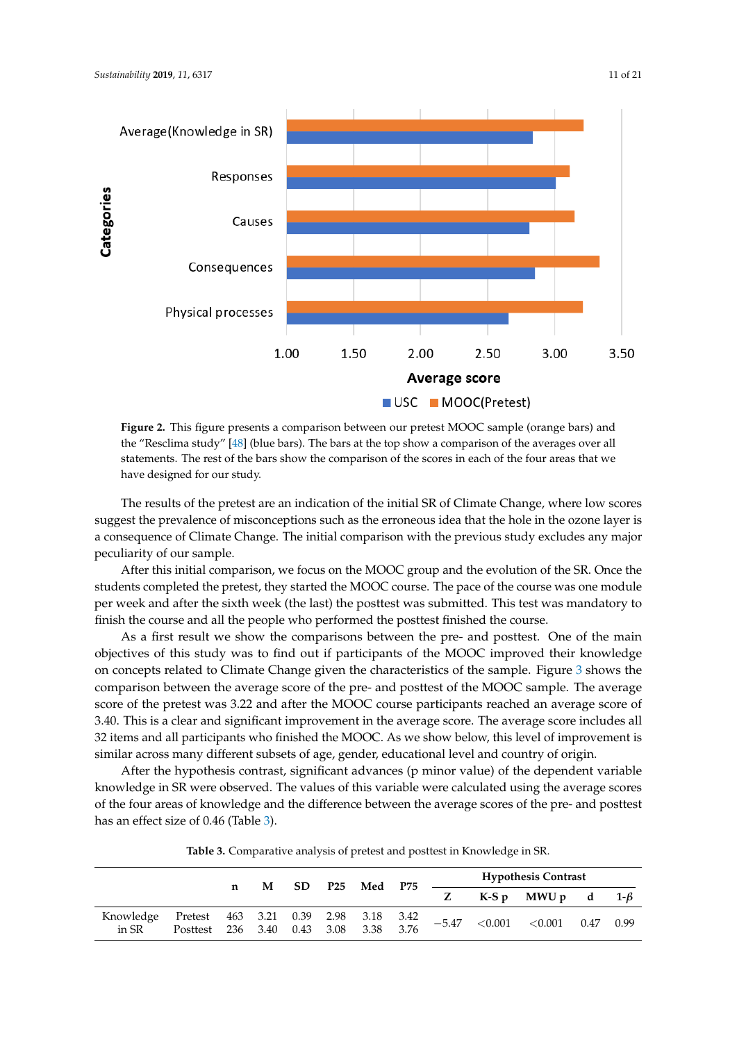Average(Knowledge in SR)

Responses

Causes

Consequences

Physical processes

Categories

1.00 1.50 2.00 2.50 3.00 3.50

Average score

USC MOOC(Pretest)

**Figure 2.** This figure presents a comparison between our pretest MOOC sample (orange bars) and the "Resclima study" [48] (blue bars). The bars at the top show a comparison of the averages over all statements. The rest of the bars show the comparison of the scores in each of the four areas that we have designed for our study.

The results of the pretest are an indication of the initial SR of Climate Change, where low scores suggest the prevalence of misconceptions such as the erroneous idea that the hole in the ozone layer is a consequence of Climate Change. The initial comparison with the previous study excludes any major peculiarity of our sample.

After this initial comparison, we focus on the MOOC group and the evolution of the SR. Once the students completed the pretest, they started the MOOC course. The pace of the course was one module per week and after the sixth week (the last) the posttest was submitted. This test was mandatory to finish the course and all the people who performed the posttest finished the course.

As a first result we show the comparisons between the pre- and posttest. One of the main objectives of this study was to find out if participants of the MOOC improved their knowledge on concepts related to Climate Change given the characteristics of the sample. Figure 3 shows the comparison between the average score of the pre- and posttest of the MOOC sample. The average score of the pretest was 3.22 and after the MOOC course participants reached an average score of 3.40. This is a clear and significant improvement in the average score. The average score includes all 32 items and all participants who finished the MOOC. As we show below, this level of improvement is similar across many different subsets of age, gender, educational level and country of origin.

After the hypothesis contrast, significant advances (p minor value) of the dependent variable knowledge in SR were observed. The values of this variable were calculated using the average scores of the four areas of knowledge and the difference between the average scores of the pre- and posttest has an effect size of 0.46 (Table 3).

**Table 3.** Comparative analysis of pretest and posttest in Knowledge in SR.

| | | n | M | SD | P25 | Med | P75 | Hypothesis Contrast | | | | |
|---|---|---|---|---|---|---|---|---|---|---|---|---|
| | | | | | | | | Z | K-S p | MWU p | d | $1\text{-}\beta$ |
| Knowledge in SR | Pretest | 463 | 3.21 | 0.39 | 2.98 | 3.18 | 3.42 | −5.47 | <0.001 | <0.001 | 0.47 | 0.99 |
| | Posttest | 236 | 3.40 | 0.43 | 3.08 | 3.38 | 3.76 | | | | | |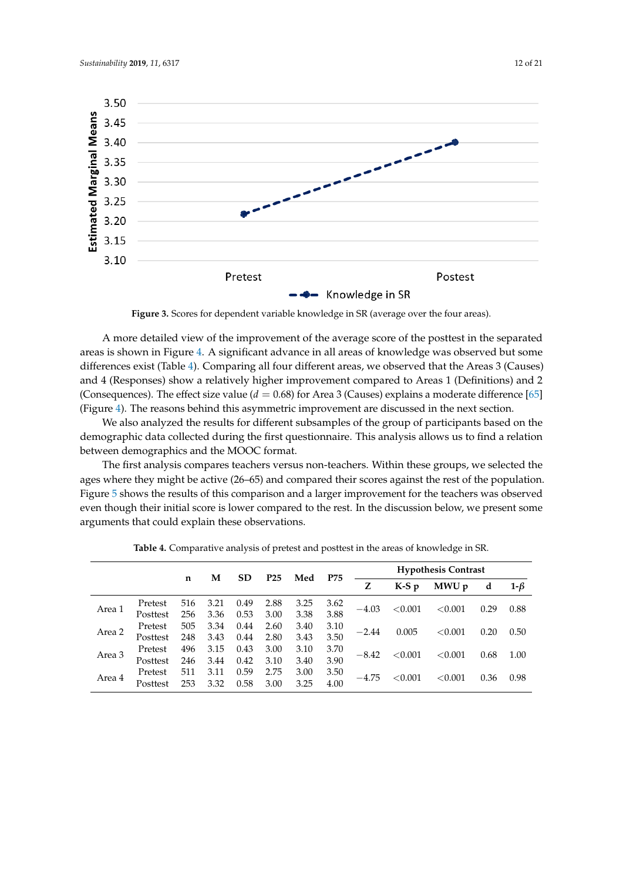Figure 3. Scores for dependent variable knowledge in SR (average over the four areas).

A more detailed view of the improvement of the average score of the posttest in the separated areas is shown in Figure 4. A significant advance in all areas of knowledge was observed but some differences exist (Table 4). Comparing all four different areas, we observed that the Areas 3 (Causes) and 4 (Responses) show a relatively higher improvement compared to Areas 1 (Definitions) and 2 (Consequences). The effect size value ($d = 0.68$) for Area 3 (Causes) explains a moderate difference [65] (Figure 4). The reasons behind this asymmetric improvement are discussed in the next section.

We also analyzed the results for different subsamples of the group of participants based on the demographic data collected during the first questionnaire. This analysis allows us to find a relation between demographics and the MOOC format.

The first analysis compares teachers versus non-teachers. Within these groups, we selected the ages where they might be active (26–65) and compared their scores against the rest of the population. Figure 5 shows the results of this comparison and a larger improvement for the teachers was observed even though their initial score is lower compared to the rest. In the discussion below, we present some arguments that could explain these observations.

**Table 4.** Comparative analysis of pretest and posttest in the areas of knowledge in SR.

| | | n | M | SD | P25 | Med | P75 | Hypothesis Contrast | | | | |
|---|---|---|---|---|---|---|---|---|---|---|---|---|
| | | | | | | | | Z | K-S p | MWU p | d | $1\text{-}\beta$ |
| Area 1 | Pretest | 516 | 3.21 | 0.49 | 2.88 | 3.25 | 3.62 | −4.03 | <0.001 | <0.001 | 0.29 | 0.88 |
| | Posttest | 256 | 3.36 | 0.53 | 3.00 | 3.38 | 3.88 | | | | | |
| Area 2 | Pretest | 505 | 3.34 | 0.44 | 2.60 | 3.40 | 3.10 | −2.44 | 0.005 | <0.001 | 0.20 | 0.50 |
| | Posttest | 248 | 3.43 | 0.44 | 2.80 | 3.43 | 3.50 | | | | | |
| Area 3 | Pretest | 496 | 3.15 | 0.43 | 3.00 | 3.10 | 3.70 | −8.42 | <0.001 | <0.001 | 0.68 | 1.00 |
| | Posttest | 246 | 3.44 | 0.42 | 3.10 | 3.40 | 3.90 | | | | | |
| Area 4 | Pretest | 511 | 3.11 | 0.59 | 2.75 | 3.00 | 3.50 | −4.75 | <0.001 | <0.001 | 0.36 | 0.98 |
| | Posttest | 253 | 3.32 | 0.58 | 3.00 | 3.25 | 4.00 | | | | | |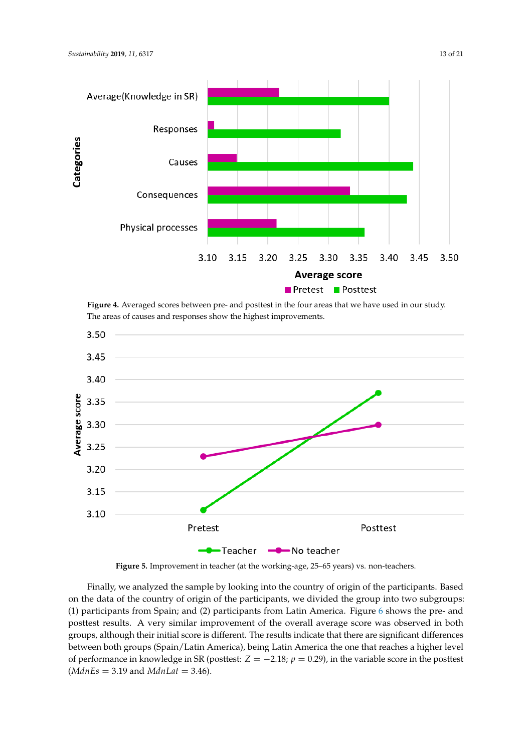**Figure 4.** Averaged scores between pre- and posttest in the four areas that we have used in our study. The areas of causes and responses show the highest improvements.

**Figure 5.** Improvement in teacher (at the working-age, 25–65 years) vs. non-teachers.

Finally, we analyzed the sample by looking into the country of origin of the participants. Based on the data of the country of origin of the participants, we divided the group into two subgroups: (1) participants from Spain; and (2) participants from Latin America. Figure 6 shows the pre- and posttest results. A very similar improvement of the overall average score was observed in both groups, although their initial score is different. The results indicate that there are significant differences between both groups (Spain/Latin America), being Latin America the one that reaches a higher level of performance in knowledge in SR (posttest: $Z = -2.18$; $p = 0.29$), in the variable score in the posttest ($MdnEs = 3.19$ and $MdnLat = 3.46$).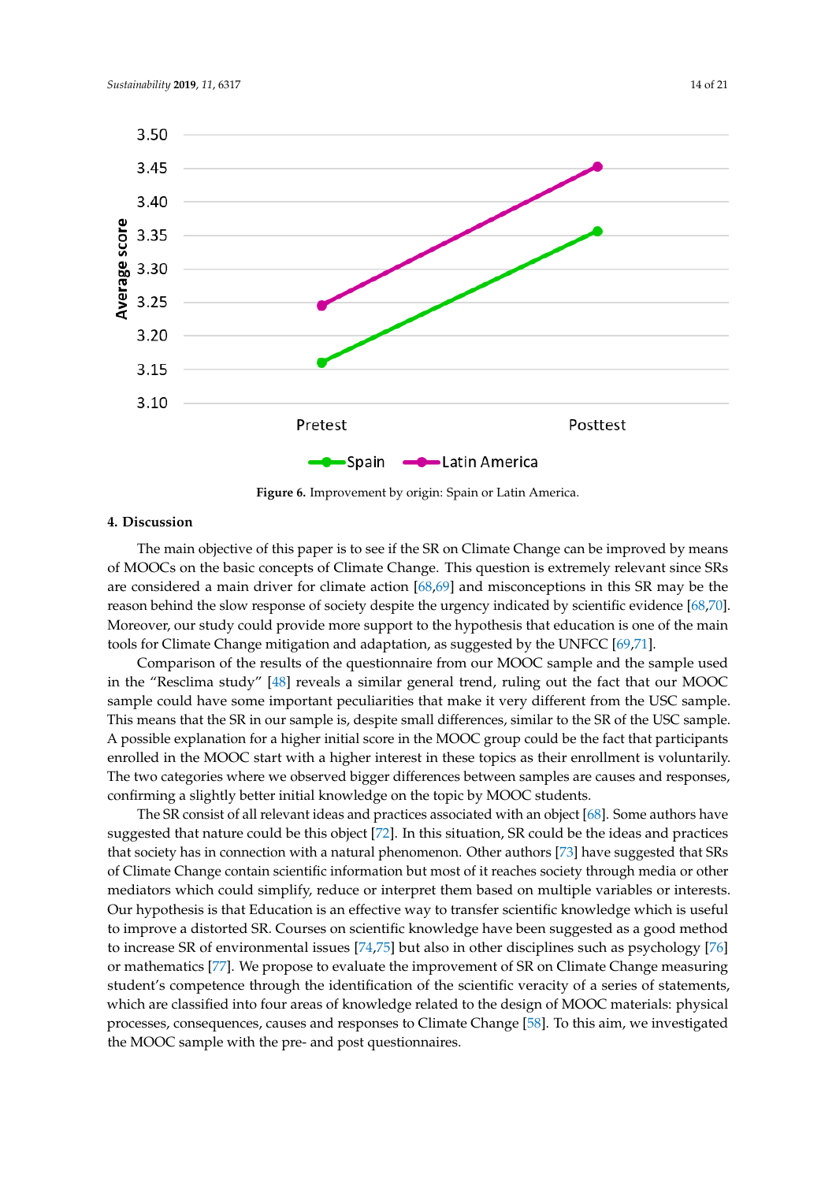**Figure 6.** Improvement by origin: Spain or Latin America.

## 4. Discussion

The main objective of this paper is to see if the SR on Climate Change can be improved by means of MOOCs on the basic concepts of Climate Change. This question is extremely relevant since SRs are considered a main driver for climate action [68,69] and misconceptions in this SR may be the reason behind the slow response of society despite the urgency indicated by scientific evidence [68,70]. Moreover, our study could provide more support to the hypothesis that education is one of the main tools for Climate Change mitigation and adaptation, as suggested by the UNFCC [69,71].

Comparison of the results of the questionnaire from our MOOC sample and the sample used in the "Resclima study" [48] reveals a similar general trend, ruling out the fact that our MOOC sample could have some important peculiarities that make it very different from the USC sample. This means that the SR in our sample is, despite small differences, similar to the SR of the USC sample. A possible explanation for a higher initial score in the MOOC group could be the fact that participants enrolled in the MOOC start with a higher interest in these topics as their enrollment is voluntarily. The two categories where we observed bigger differences between samples are causes and responses, confirming a slightly better initial knowledge on the topic by MOOC students.

The SR consist of all relevant ideas and practices associated with an object [68]. Some authors have suggested that nature could be this object [72]. In this situation, SR could be the ideas and practices that society has in connection with a natural phenomenon. Other authors [73] have suggested that SRs of Climate Change contain scientific information but most of it reaches society through media or other mediators which could simplify, reduce or interpret them based on multiple variables or interests. Our hypothesis is that Education is an effective way to transfer scientific knowledge which is useful to improve a distorted SR. Courses on scientific knowledge have been suggested as a good method to increase SR of environmental issues [74,75] but also in other disciplines such as psychology [76] or mathematics [77]. We propose to evaluate the improvement of SR on Climate Change measuring student's competence through the identification of the scientific veracity of a series of statements, which are classified into four areas of knowledge related to the design of MOOC materials: physical processes, consequences, causes and responses to Climate Change [58]. To this aim, we investigated the MOOC sample with the pre- and post questionnaires.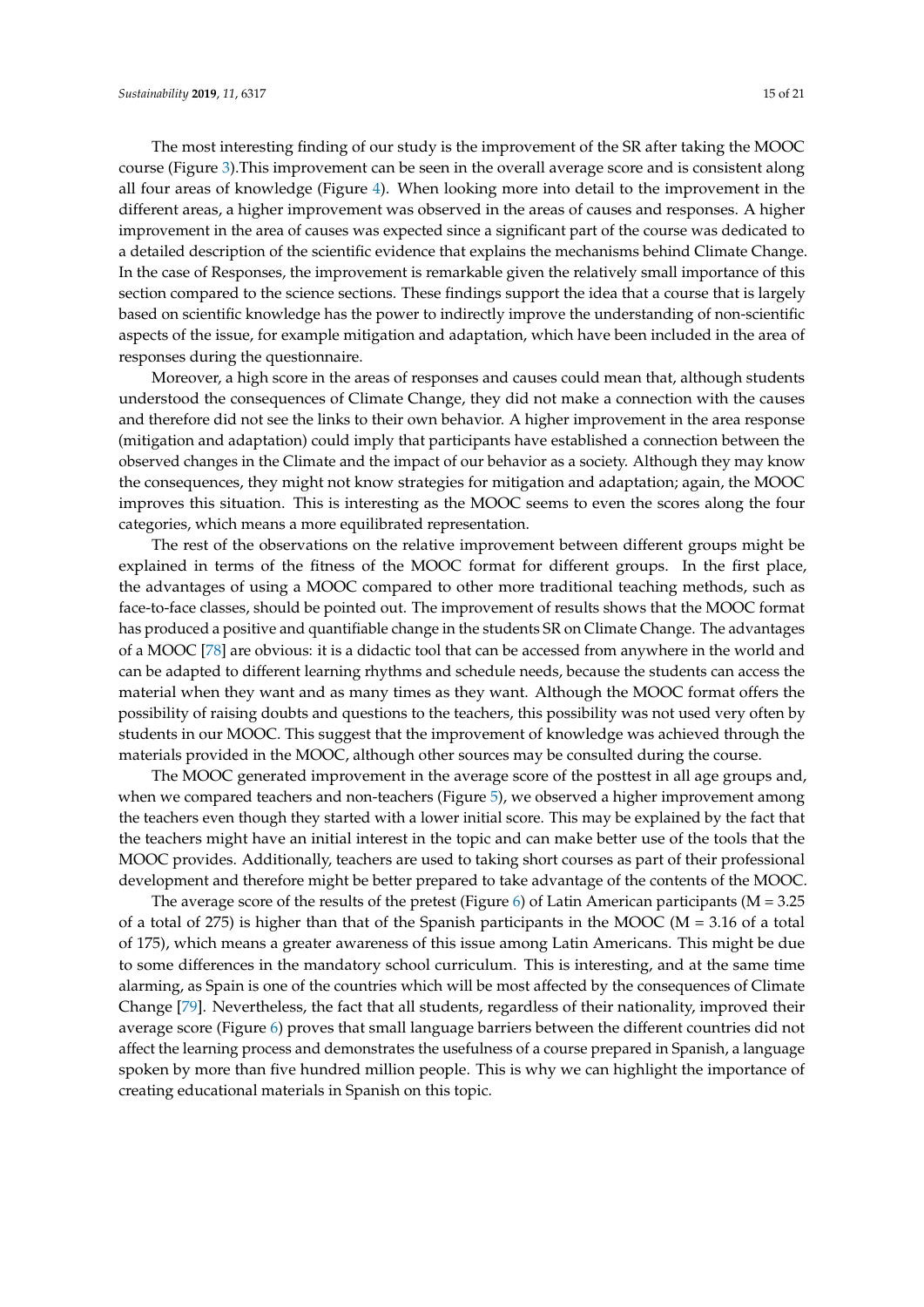The most interesting finding of our study is the improvement of the SR after taking the MOOC course (Figure 3).This improvement can be seen in the overall average score and is consistent along all four areas of knowledge (Figure 4). When looking more into detail to the improvement in the different areas, a higher improvement was observed in the areas of causes and responses. A higher improvement in the area of causes was expected since a significant part of the course was dedicated to a detailed description of the scientific evidence that explains the mechanisms behind Climate Change. In the case of Responses, the improvement is remarkable given the relatively small importance of this section compared to the science sections. These findings support the idea that a course that is largely based on scientific knowledge has the power to indirectly improve the understanding of non-scientific aspects of the issue, for example mitigation and adaptation, which have been included in the area of responses during the questionnaire.

Moreover, a high score in the areas of responses and causes could mean that, although students understood the consequences of Climate Change, they did not make a connection with the causes and therefore did not see the links to their own behavior. A higher improvement in the area response (mitigation and adaptation) could imply that participants have established a connection between the observed changes in the Climate and the impact of our behavior as a society. Although they may know the consequences, they might not know strategies for mitigation and adaptation; again, the MOOC improves this situation. This is interesting as the MOOC seems to even the scores along the four categories, which means a more equilibrated representation.

The rest of the observations on the relative improvement between different groups might be explained in terms of the fitness of the MOOC format for different groups. In the first place, the advantages of using a MOOC compared to other more traditional teaching methods, such as face-to-face classes, should be pointed out. The improvement of results shows that the MOOC format has produced a positive and quantifiable change in the students SR on Climate Change. The advantages of a MOOC [78] are obvious: it is a didactic tool that can be accessed from anywhere in the world and can be adapted to different learning rhythms and schedule needs, because the students can access the material when they want and as many times as they want. Although the MOOC format offers the possibility of raising doubts and questions to the teachers, this possibility was not used very often by students in our MOOC. This suggest that the improvement of knowledge was achieved through the materials provided in the MOOC, although other sources may be consulted during the course.

The MOOC generated improvement in the average score of the posttest in all age groups and, when we compared teachers and non-teachers (Figure 5), we observed a higher improvement among the teachers even though they started with a lower initial score. This may be explained by the fact that the teachers might have an initial interest in the topic and can make better use of the tools that the MOOC provides. Additionally, teachers are used to taking short courses as part of their professional development and therefore might be better prepared to take advantage of the contents of the MOOC.

The average score of the results of the pretest (Figure 6) of Latin American participants ($M = 3.25$ of a total of 275) is higher than that of the Spanish participants in the MOOC ($M = 3.16$ of a total of 175), which means a greater awareness of this issue among Latin Americans. This might be due to some differences in the mandatory school curriculum. This is interesting, and at the same time alarming, as Spain is one of the countries which will be most affected by the consequences of Climate Change [79]. Nevertheless, the fact that all students, regardless of their nationality, improved their average score (Figure 6) proves that small language barriers between the different countries did not affect the learning process and demonstrates the usefulness of a course prepared in Spanish, a language spoken by more than five hundred million people. This is why we can highlight the importance of creating educational materials in Spanish on this topic.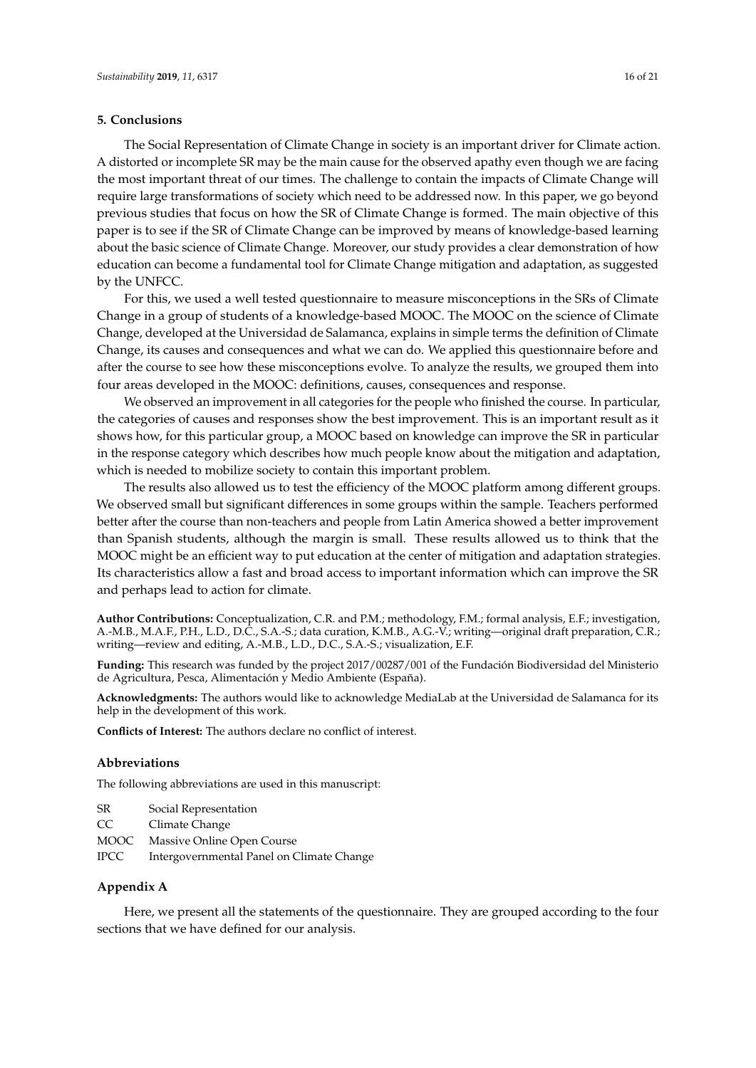## 5. Conclusions

The Social Representation of Climate Change in society is an important driver for Climate action. A distorted or incomplete SR may be the main cause for the observed apathy even though we are facing the most important threat of our times. The challenge to contain the impacts of Climate Change will require large transformations of society which need to be addressed now. In this paper, we go beyond previous studies that focus on how the SR of Climate Change is formed. The main objective of this paper is to see if the SR of Climate Change can be improved by means of knowledge-based learning about the basic science of Climate Change. Moreover, our study provides a clear demonstration of how education can become a fundamental tool for Climate Change mitigation and adaptation, as suggested by the UNFCC.

For this, we used a well tested questionnaire to measure misconceptions in the SRs of Climate Change in a group of students of a knowledge-based MOOC. The MOOC on the science of Climate Change, developed at the Universidad de Salamanca, explains in simple terms the definition of Climate Change, its causes and consequences and what we can do. We applied this questionnaire before and after the course to see how these misconceptions evolve. To analyze the results, we grouped them into four areas developed in the MOOC: definitions, causes, consequences and response.

We observed an improvement in all categories for the people who finished the course. In particular, the categories of causes and responses show the best improvement. This is an important result as it shows how, for this particular group, a MOOC based on knowledge can improve the SR in particular in the response category which describes how much people know about the mitigation and adaptation, which is needed to mobilize society to contain this important problem.

The results also allowed us to test the efficiency of the MOOC platform among different groups. We observed small but significant differences in some groups within the sample. Teachers performed better after the course than non-teachers and people from Latin America showed a better improvement than Spanish students, although the margin is small. These results allowed us to think that the MOOC might be an efficient way to put education at the center of mitigation and adaptation strategies. Its characteristics allow a fast and broad access to important information which can improve the SR and perhaps lead to action for climate.

**Author Contributions:** Conceptualization, C.R. and P.M.; methodology, F.M.; formal analysis, E.F.; investigation, A.-M.B., M.A.F., P.H., L.D., D.C., S.A.-S.; data curation, K.M.B., A.G.-V.; writing—original draft preparation, C.R.; writing—review and editing, A.-M.B., L.D., D.C., S.A.-S.; visualization, E.F.

**Funding:** This research was funded by the project 2017/00287/001 of the Fundación Biodiversidad del Ministerio de Agricultura, Pesca, Alimentación y Medio Ambiente (España).

**Acknowledgments:** The authors would like to acknowledge MediaLab at the Universidad de Salamanca for its help in the development of this work.

**Conflicts of Interest:** The authors declare no conflict of interest.

## Abbreviations

The following abbreviations are used in this manuscript:

| | |
|---|---|
| SR | Social Representation |
| CC | Climate Change |
| MOOC | Massive Online Open Course |
| IPCC | Intergovernmental Panel on Climate Change |

## Appendix A

Here, we present all the statements of the questionnaire. They are grouped according to the four sections that we have defined for our analysis.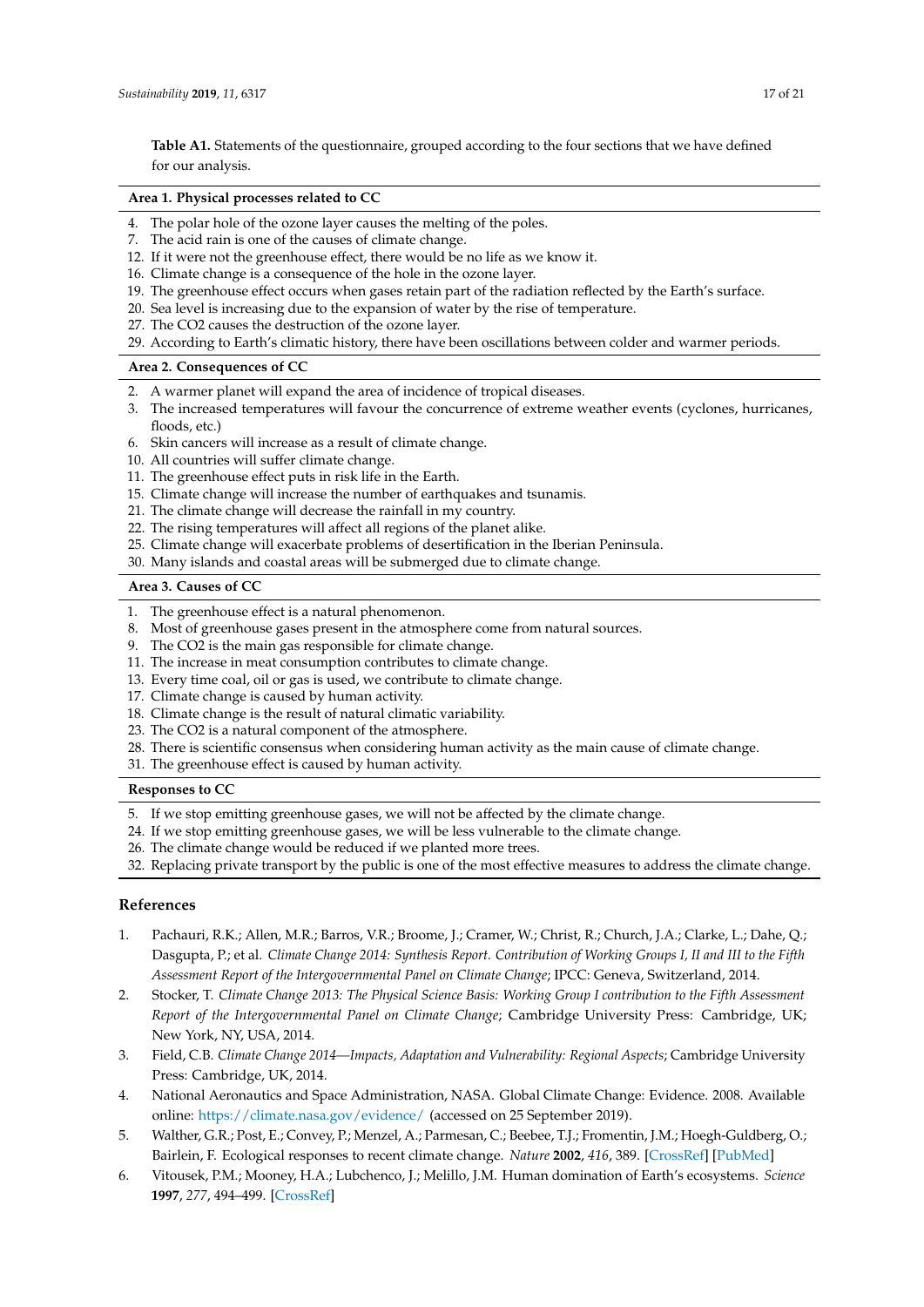**Table A1.** Statements of the questionnaire, grouped according to the four sections that we have defined for our analysis.

| **Area 1. Physical processes related to CC** |
| --- |
| 4. The polar hole of the ozone layer causes the melting of the poles. |
| 7. The acid rain is one of the causes of climate change. |
| 12. If it were not the greenhouse effect, there would be no life as we know it. |
| 16. Climate change is a consequence of the hole in the ozone layer. |
| 19. The greenhouse effect occurs when gases retain part of the radiation reflected by the Earth's surface. |
| 20. Sea level is increasing due to the expansion of water by the rise of temperature. |
| 27. The CO2 causes the destruction of the ozone layer. |
| 29. According to Earth's climatic history, there have been oscillations between colder and warmer periods. |
| **Area 2. Consequences of CC** |
| 2. A warmer planet will expand the area of incidence of tropical diseases. |
| 3. The increased temperatures will favour the concurrence of extreme weather events (cyclones, hurricanes, floods, etc.) |
| 6. Skin cancers will increase as a result of climate change. |
| 10. All countries will suffer climate change. |
| 11. The greenhouse effect puts in risk life in the Earth. |
| 15. Climate change will increase the number of earthquakes and tsunamis. |
| 21. The climate change will decrease the rainfall in my country. |
| 22. The rising temperatures will affect all regions of the planet alike. |
| 25. Climate change will exacerbate problems of desertification in the Iberian Peninsula. |
| 30. Many islands and coastal areas will be submerged due to climate change. |
| **Area 3. Causes of CC** |
| 1. The greenhouse effect is a natural phenomenon. |
| 8. Most of greenhouse gases present in the atmosphere come from natural sources. |
| 9. The CO2 is the main gas responsible for climate change. |
| 11. The increase in meat consumption contributes to climate change. |
| 13. Every time coal, oil or gas is used, we contribute to climate change. |
| 17. Climate change is caused by human activity. |
| 18. Climate change is the result of natural climatic variability. |
| 23. The CO2 is a natural component of the atmosphere. |
| 28. There is scientific consensus when considering human activity as the main cause of climate change. |
| 31. The greenhouse effect is caused by human activity. |
| **Responses to CC** |
| 5. If we stop emitting greenhouse gases, we will not be affected by the climate change. |
| 24. If we stop emitting greenhouse gases, we will be less vulnerable to the climate change. |
| 26. The climate change would be reduced if we planted more trees. |
| 32. Replacing private transport by the public is one of the most effective measures to address the climate change. |

## References

1. Pachauri, R.K.; Allen, M.R.; Barros, V.R.; Broome, J.; Cramer, W.; Christ, R.; Church, J.A.; Clarke, L.; Dahe, Q.; Dasgupta, P.; et al. *Climate Change 2014: Synthesis Report. Contribution of Working Groups I, II and III to the Fifth Assessment Report of the Intergovernmental Panel on Climate Change*; IPCC: Geneva, Switzerland, 2014.
2. Stocker, T. *Climate Change 2013: The Physical Science Basis: Working Group I contribution to the Fifth Assessment Report of the Intergovernmental Panel on Climate Change*; Cambridge University Press: Cambridge, UK; New York, NY, USA, 2014.
3. Field, C.B. *Climate Change 2014—Impacts, Adaptation and Vulnerability: Regional Aspects*; Cambridge University Press: Cambridge, UK, 2014.
4. National Aeronautics and Space Administration, NASA. Global Climate Change: Evidence. 2008. Available online: https://climate.nasa.gov/evidence/ (accessed on 25 September 2019).
5. Walther, G.R.; Post, E.; Convey, P.; Menzel, A.; Parmesan, C.; Beebee, T.J.; Fromentin, J.M.; Hoegh-Guldberg, O.; Bairlein, F. Ecological responses to recent climate change. *Nature* **2002**, *416*, 389. [CrossRef] [PubMed]
6. Vitousek, P.M.; Mooney, H.A.; Lubchenco, J.; Melillo, J.M. Human domination of Earth's ecosystems. *Science* **1997**, *277*, 494–499. [CrossRef]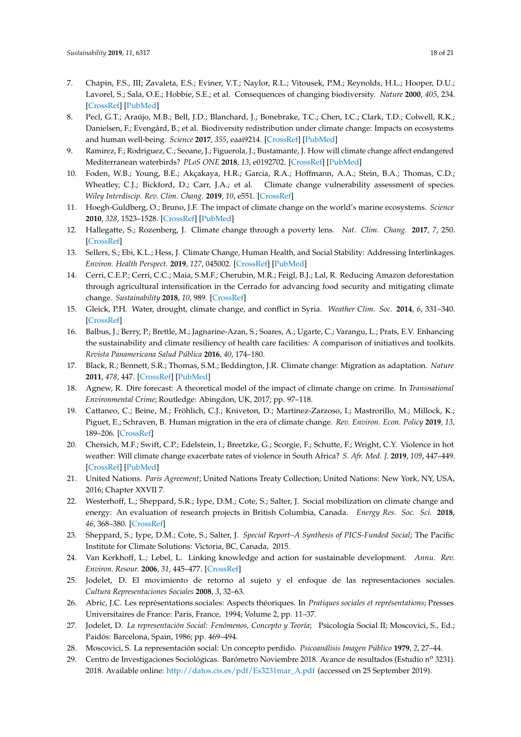7. Chapin, F.S., III; Zavaleta, E.S.; Eviner, V.T.; Naylor, R.L.; Vitousek, P.M.; Reynolds, H.L.; Hooper, D.U.; Lavorel, S.; Sala, O.E.; Hobbie, S.E.; et al. Consequences of changing biodiversity. *Nature* **2000**, *405*, 234. [CrossRef] [PubMed]
8. Pecl, G.T.; Araújo, M.B.; Bell, J.D.; Blanchard, J.; Bonebrake, T.C.; Chen, I.C.; Clark, T.D.; Colwell, R.K.; Danielsen, F.; Evengård, B.; et al. Biodiversity redistribution under climate change: Impacts on ecosystems and human well-being. *Science* **2017**, *355*, eaai9214. [CrossRef] [PubMed]
9. Ramirez, F.; Rodriguez, C.; Seoane, J.; Figuerola, J.; Bustamante, J. How will climate change affect endangered Mediterranean waterbirds? *PLoS ONE* **2018**, *13*, e0192702. [CrossRef] [PubMed]
10. Foden, W.B.; Young, B.E.; Akçakaya, H.R.; Garcia, R.A.; Hoffmann, A.A.; Stein, B.A.; Thomas, C.D.; Wheatley, C.J.; Bickford, D.; Carr, J.A.; et al. Climate change vulnerability assessment of species. *Wiley Interdiscip. Rev. Clim. Chang.* **2019**, *10*, e551. [CrossRef]
11. Hoegh-Guldberg, O.; Bruno, J.F. The impact of climate change on the world's marine ecosystems. *Science* **2010**, *328*, 1523–1528. [CrossRef] [PubMed]
12. Hallegatte, S.; Rozenberg, J. Climate change through a poverty lens. *Nat. Clim. Chang.* **2017**, *7*, 250. [CrossRef]
13. Sellers, S.; Ebi, K.L.; Hess, J. Climate Change, Human Health, and Social Stability: Addressing Interlinkages. *Environ. Health Perspect.* **2019**, *127*, 045002. [CrossRef] [PubMed]
14. Cerri, C.E.P.; Cerri, C.C.; Maia, S.M.F.; Cherubin, M.R.; Feigl, B.J.; Lal, R. Reducing Amazon deforestation through agricultural intensification in the Cerrado for advancing food security and mitigating climate change. *Sustainability* **2018**, *10*, 989. [CrossRef]
15. Gleick, P.H. Water, drought, climate change, and conflict in Syria. *Weather Clim. Soc.* **2014**, *6*, 331–340. [CrossRef]
16. Balbus, J.; Berry, P.; Brettle, M.; Jagnarine-Azan, S.; Soares, A.; Ugarte, C.; Varangu, L.; Prats, E.V. Enhancing the sustainability and climate resiliency of health care facilities: A comparison of initiatives and toolkits. *Revista Panamericana Salud Pública* **2016**, *40*, 174–180.
17. Black, R.; Bennett, S.R.; Thomas, S.M.; Beddington, J.R. Climate change: Migration as adaptation. *Nature* **2011**, *478*, 447. [CrossRef] [PubMed]
18. Agnew, R. Dire forecast: A theoretical model of the impact of climate change on crime. In *Transnational Environmental Crime*; Routledge: Abingdon, UK, 2017; pp. 97–118.
19. Cattaneo, C.; Beine, M.; Fröhlich, C.J.; Kniveton, D.; Martinez-Zarzoso, I.; Mastrorillo, M.; Millock, K.; Piguet, E.; Schraven, B. Human migration in the era of climate change. *Rev. Environ. Econ. Policy* **2019**, *13*, 189–206. [CrossRef]
20. Chersich, M.F.; Swift, C.P.; Edelstein, I.; Breetzke, G.; Scorgie, F.; Schutte, F.; Wright, C.Y. Violence in hot weather: Will climate change exacerbate rates of violence in South Africa? *S. Afr. Med. J.* **2019**, *109*, 447–449. [CrossRef] [PubMed]
21. United Nations. *Paris Agreement*; United Nations Treaty Collection; United Nations: New York, NY, USA, 2016; Chapter XXVII 7.
22. Westerhoff, L.; Sheppard, S.R.; Iype, D.M.; Cote, S.; Salter, J. Social mobilization on climate change and energy: An evaluation of research projects in British Columbia, Canada. *Energy Res. Soc. Sci.* **2018**, *46*, 368–380. [CrossRef]
23. Sheppard, S.; Iype, D.M.; Cote, S.; Salter, J. *Special Report–A Synthesis of PICS-Funded Social*; The Pacific Institute for Climate Solutions: Victoria, BC, Canada, 2015.
24. Van Kerkhoff, L.; Lebel, L. Linking knowledge and action for sustainable development. *Annu. Rev. Environ. Resour.* **2006**, *31*, 445–477. [CrossRef]
25. Jodelet, D. El movimiento de retorno al sujeto y el enfoque de las representaciones sociales. *Cultura Representaciones Sociales* **2008**, *3*, 32–63.
26. Abric, J.C. Les représentations sociales: Aspects théoriques. In *Pratiques sociales et représentations*; Presses Universitaires de France: Paris, France, 1994; Volume 2, pp. 11–37.
27. Jodelet, D. *La representación Social: Fenómenos, Concepto y Teoría*; Psicología Social II; Moscovici, S., Ed.; Paidós: Barcelona, Spain, 1986; pp. 469–494.
28. Moscovici, S. La representación social: Un concepto perdido. *Psicoanálisis Imagen Público* **1979**, *2*, 27–44.
29. Centro de Investigaciones Sociológicas. Barómetro Noviembre 2018. Avance de resultados (Estudio nº 3231). 2018. Available online: http://datos.cis.es/pdf/Es3231mar_A.pdf (accessed on 25 September 2019).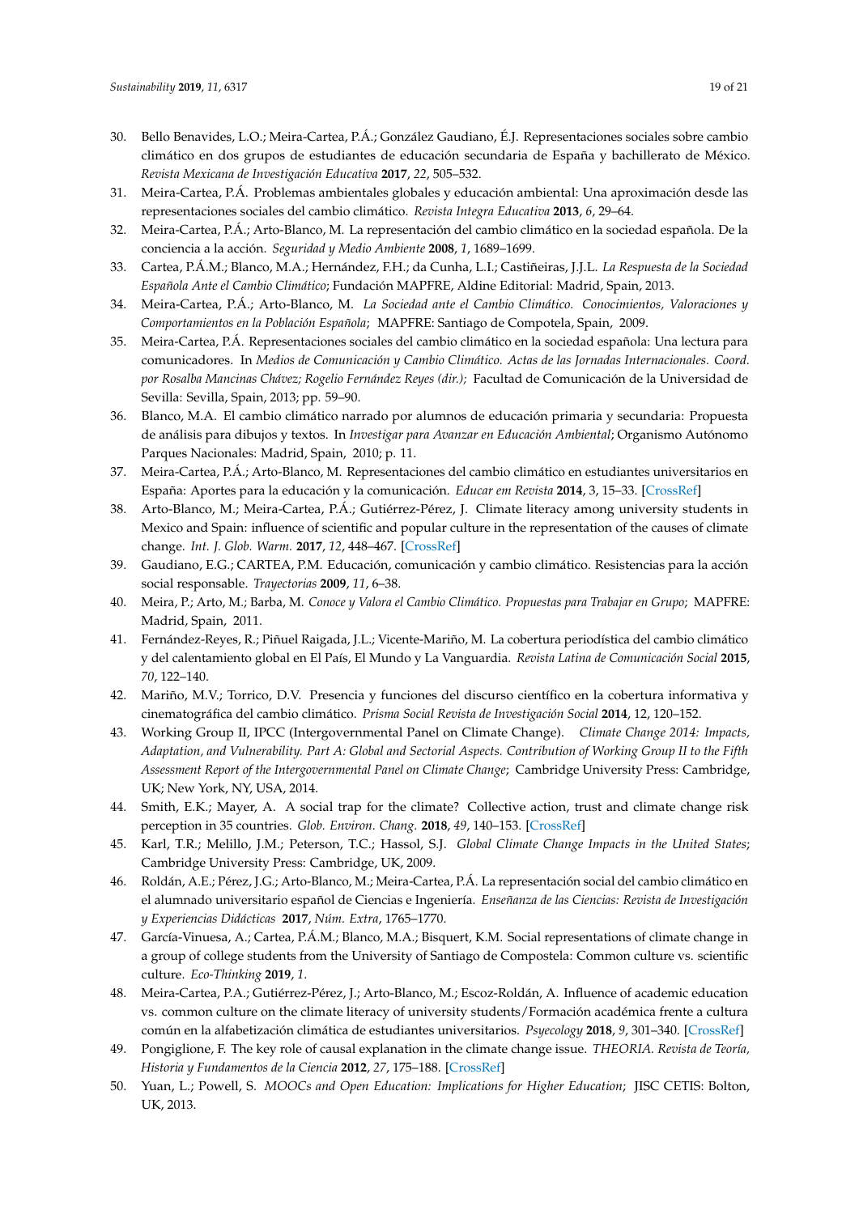30. Bello Benavides, L.O.; Meira-Cartea, P.Á.; González Gaudiano, É.J. Representaciones sociales sobre cambio climático en dos grupos de estudiantes de educación secundaria de España y bachillerato de México. *Revista Mexicana de Investigación Educativa* **2017**, *22*, 505–532.
31. Meira-Cartea, P.Á. Problemas ambientales globales y educación ambiental: Una aproximación desde las representaciones sociales del cambio climático. *Revista Integra Educativa* **2013**, *6*, 29–64.
32. Meira-Cartea, P.Á.; Arto-Blanco, M. La representación del cambio climático en la sociedad española. De la conciencia a la acción. *Seguridad y Medio Ambiente* **2008**, *1*, 1689–1699.
33. Cartea, P.Á.M.; Blanco, M.A.; Hernández, F.H.; da Cunha, L.I.; Castiñeiras, J.J.L. *La Respuesta de la Sociedad Española Ante el Cambio Climático*; Fundación MAPFRE, Aldine Editorial: Madrid, Spain, 2013.
34. Meira-Cartea, P.Á.; Arto-Blanco, M. *La Sociedad ante el Cambio Climático. Conocimientos, Valoraciones y Comportamientos en la Población Española*; MAPFRE: Santiago de Compotela, Spain, 2009.
35. Meira-Cartea, P.Á. Representaciones sociales del cambio climático en la sociedad española: Una lectura para comunicadores. In *Medios de Comunicación y Cambio Climático. Actas de las Jornadas Internacionales. Coord. por Rosalba Mancinas Chávez; Rogelio Fernández Reyes (dir.);* Facultad de Comunicación de la Universidad de Sevilla: Sevilla, Spain, 2013; pp. 59–90.
36. Blanco, M.A. El cambio climático narrado por alumnos de educación primaria y secundaria: Propuesta de análisis para dibujos y textos. In *Investigar para Avanzar en Educación Ambiental*; Organismo Autónomo Parques Nacionales: Madrid, Spain, 2010; p. 11.
37. Meira-Cartea, P.Á.; Arto-Blanco, M. Representaciones del cambio climático en estudiantes universitarios en España: Aportes para la educación y la comunicación. *Educar em Revista* **2014**, 3, 15–33. [CrossRef]
38. Arto-Blanco, M.; Meira-Cartea, P.Á.; Gutiérrez-Pérez, J. Climate literacy among university students in Mexico and Spain: influence of scientific and popular culture in the representation of the causes of climate change. *Int. J. Glob. Warm.* **2017**, *12*, 448–467. [CrossRef]
39. Gaudiano, E.G.; CARTEA, P.M. Educación, comunicación y cambio climático. Resistencias para la acción social responsable. *Trayectorias* **2009**, *11*, 6–38.
40. Meira, P.; Arto, M.; Barba, M. *Conoce y Valora el Cambio Climático. Propuestas para Trabajar en Grupo*; MAPFRE: Madrid, Spain, 2011.
41. Fernández-Reyes, R.; Piñuel Raigada, J.L.; Vicente-Mariño, M. La cobertura periodística del cambio climático y del calentamiento global en El País, El Mundo y La Vanguardia. *Revista Latina de Comunicación Social* **2015**, *70*, 122–140.
42. Mariño, M.V.; Torrico, D.V. Presencia y funciones del discurso científico en la cobertura informativa y cinematográfica del cambio climático. *Prisma Social Revista de Investigación Social* **2014**, 12, 120–152.
43. Working Group II, IPCC (Intergovernmental Panel on Climate Change). *Climate Change 2014: Impacts, Adaptation, and Vulnerability. Part A: Global and Sectorial Aspects. Contribution of Working Group II to the Fifth Assessment Report of the Intergovernmental Panel on Climate Change*; Cambridge University Press: Cambridge, UK; New York, NY, USA, 2014.
44. Smith, E.K.; Mayer, A. A social trap for the climate? Collective action, trust and climate change risk perception in 35 countries. *Glob. Environ. Chang.* **2018**, *49*, 140–153. [CrossRef]
45. Karl, T.R.; Melillo, J.M.; Peterson, T.C.; Hassol, S.J. *Global Climate Change Impacts in the United States*; Cambridge University Press: Cambridge, UK, 2009.
46. Roldán, A.E.; Pérez, J.G.; Arto-Blanco, M.; Meira-Cartea, P.Á. La representación social del cambio climático en el alumnado universitario español de Ciencias e Ingeniería. *Enseñanza de las Ciencias: Revista de Investigación y Experiencias Didácticas* **2017**, *Núm. Extra*, 1765–1770.
47. García-Vinuesa, A.; Cartea, P.Á.M.; Blanco, M.A.; Bisquert, K.M. Social representations of climate change in a group of college students from the University of Santiago de Compostela: Common culture vs. scientific culture. *Eco-Thinking* **2019**, *1*.
48. Meira-Cartea, P.A.; Gutiérrez-Pérez, J.; Arto-Blanco, M.; Escoz-Roldán, A. Influence of academic education vs. common culture on the climate literacy of university students/Formación académica frente a cultura común en la alfabetización climática de estudiantes universitarios. *Psyecology* **2018**, *9*, 301–340. [CrossRef]
49. Pongiglione, F. The key role of causal explanation in the climate change issue. *THEORIA. Revista de Teoría, Historia y Fundamentos de la Ciencia* **2012**, *27*, 175–188. [CrossRef]
50. Yuan, L.; Powell, S. *MOOCs and Open Education: Implications for Higher Education*; JISC CETIS: Bolton, UK, 2013.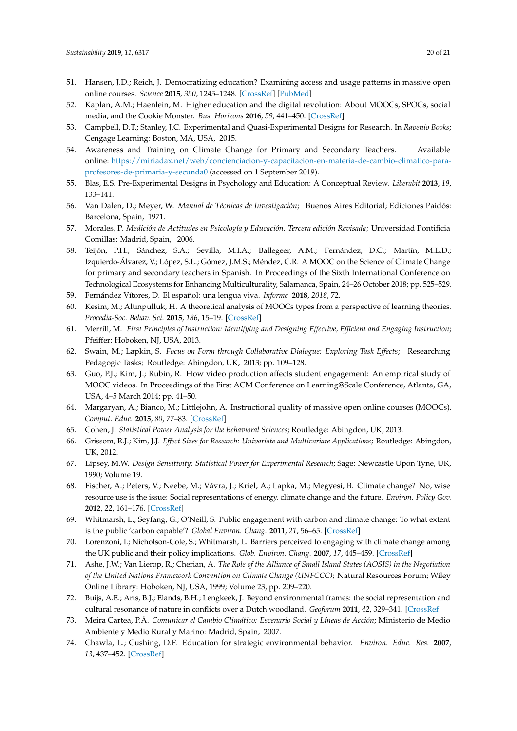51. Hansen, J.D.; Reich, J. Democratizing education? Examining access and usage patterns in massive open online courses. *Science* **2015**, *350*, 1245–1248. [CrossRef] [PubMed]
52. Kaplan, A.M.; Haenlein, M. Higher education and the digital revolution: About MOOCs, SPOCs, social media, and the Cookie Monster. *Bus. Horizons* **2016**, *59*, 441–450. [CrossRef]
53. Campbell, D.T.; Stanley, J.C. Experimental and Quasi-Experimental Designs for Research. In *Ravenio Books*; Cengage Learning: Boston, MA, USA, 2015.
54. Awareness and Training on Climate Change for Primary and Secondary Teachers. Available online: https://miriadax.net/web/concienciacion-y-capacitacion-en-materia-de-cambio-climatico-para-profesores-de-primaria-y-secunda0 (accessed on 1 September 2019).
55. Blas, E.S. Pre-Experimental Designs in Psychology and Education: A Conceptual Review. *Liberabit* **2013**, *19*, 133–141.
56. Van Dalen, D.; Meyer, W. *Manual de Técnicas de Investigación*; Buenos Aires Editorial; Ediciones Paidós: Barcelona, Spain, 1971.
57. Morales, P. *Medición de Actitudes en Psicología y Educación. Tercera edición Revisada*; Universidad Pontificia Comillas: Madrid, Spain, 2006.
58. Teijón, P.H.; Sánchez, S.A.; Sevilla, M.I.A.; Ballegeer, A.M.; Fernández, D.C.; Martín, M.L.D.; Izquierdo-Álvarez, V.; López, S.L.; Gómez, J.M.S.; Méndez, C.R. A MOOC on the Science of Climate Change for primary and secondary teachers in Spanish. In Proceedings of the Sixth International Conference on Technological Ecosystems for Enhancing Multiculturality, Salamanca, Spain, 24–26 October 2018; pp. 525–529.
59. Fernández Vítores, D. El español: una lengua viva. *Informe* **2018**, *2018*, 72.
60. Kesim, M.; Altınpulluk, H. A theoretical analysis of MOOCs types from a perspective of learning theories. *Procedia-Soc. Behav. Sci.* **2015**, *186*, 15–19. [CrossRef]
61. Merrill, M. *First Principles of Instruction: Identifying and Designing Effective, Efficient and Engaging Instruction*; Pfeiffer: Hoboken, NJ, USA, 2013.
62. Swain, M.; Lapkin, S. *Focus on Form through Collaborative Dialogue: Exploring Task Effects*; Researching Pedagogic Tasks; Routledge: Abingdon, UK, 2013; pp. 109–128.
63. Guo, P.J.; Kim, J.; Rubin, R. How video production affects student engagement: An empirical study of MOOC videos. In Proceedings of the First ACM Conference on Learning@Scale Conference, Atlanta, GA, USA, 4–5 March 2014; pp. 41–50.
64. Margaryan, A.; Bianco, M.; Littlejohn, A. Instructional quality of massive open online courses (MOOCs). *Comput. Educ.* **2015**, *80*, 77–83. [CrossRef]
65. Cohen, J. *Statistical Power Analysis for the Behavioral Sciences*; Routledge: Abingdon, UK, 2013.
66. Grissom, R.J.; Kim, J.J. *Effect Sizes for Research: Univariate and Multivariate Applications*; Routledge: Abingdon, UK, 2012.
67. Lipsey, M.W. *Design Sensitivity: Statistical Power for Experimental Research*; Sage: Newcastle Upon Tyne, UK, 1990; Volume 19.
68. Fischer, A.; Peters, V.; Neebe, M.; Vávra, J.; Kriel, A.; Lapka, M.; Megyesi, B. Climate change? No, wise resource use is the issue: Social representations of energy, climate change and the future. *Environ. Policy Gov.* **2012**, *22*, 161–176. [CrossRef]
69. Whitmarsh, L.; Seyfang, G.; O'Neill, S. Public engagement with carbon and climate change: To what extent is the public 'carbon capable'? *Global Environ. Chang.* **2011**, *21*, 56–65. [CrossRef]
70. Lorenzoni, I.; Nicholson-Cole, S.; Whitmarsh, L. Barriers perceived to engaging with climate change among the UK public and their policy implications. *Glob. Environ. Chang.* **2007**, *17*, 445–459. [CrossRef]
71. Ashe, J.W.; Van Lierop, R.; Cherian, A. *The Role of the Alliance of Small Island States (AOSIS) in the Negotiation of the United Nations Framework Convention on Climate Change (UNFCCC)*; Natural Resources Forum; Wiley Online Library: Hoboken, NJ, USA, 1999; Volume 23, pp. 209–220.
72. Buijs, A.E.; Arts, B.J.; Elands, B.H.; Lengkeek, J. Beyond environmental frames: the social representation and cultural resonance of nature in conflicts over a Dutch woodland. *Geoforum* **2011**, *42*, 329–341. [CrossRef]
73. Meira Cartea, P.Á. *Comunicar el Cambio Climático: Escenario Social y Líneas de Acción*; Ministerio de Medio Ambiente y Medio Rural y Marino: Madrid, Spain, 2007.
74. Chawla, L.; Cushing, D.F. Education for strategic environmental behavior. *Environ. Educ. Res.* **2007**, *13*, 437–452. [CrossRef]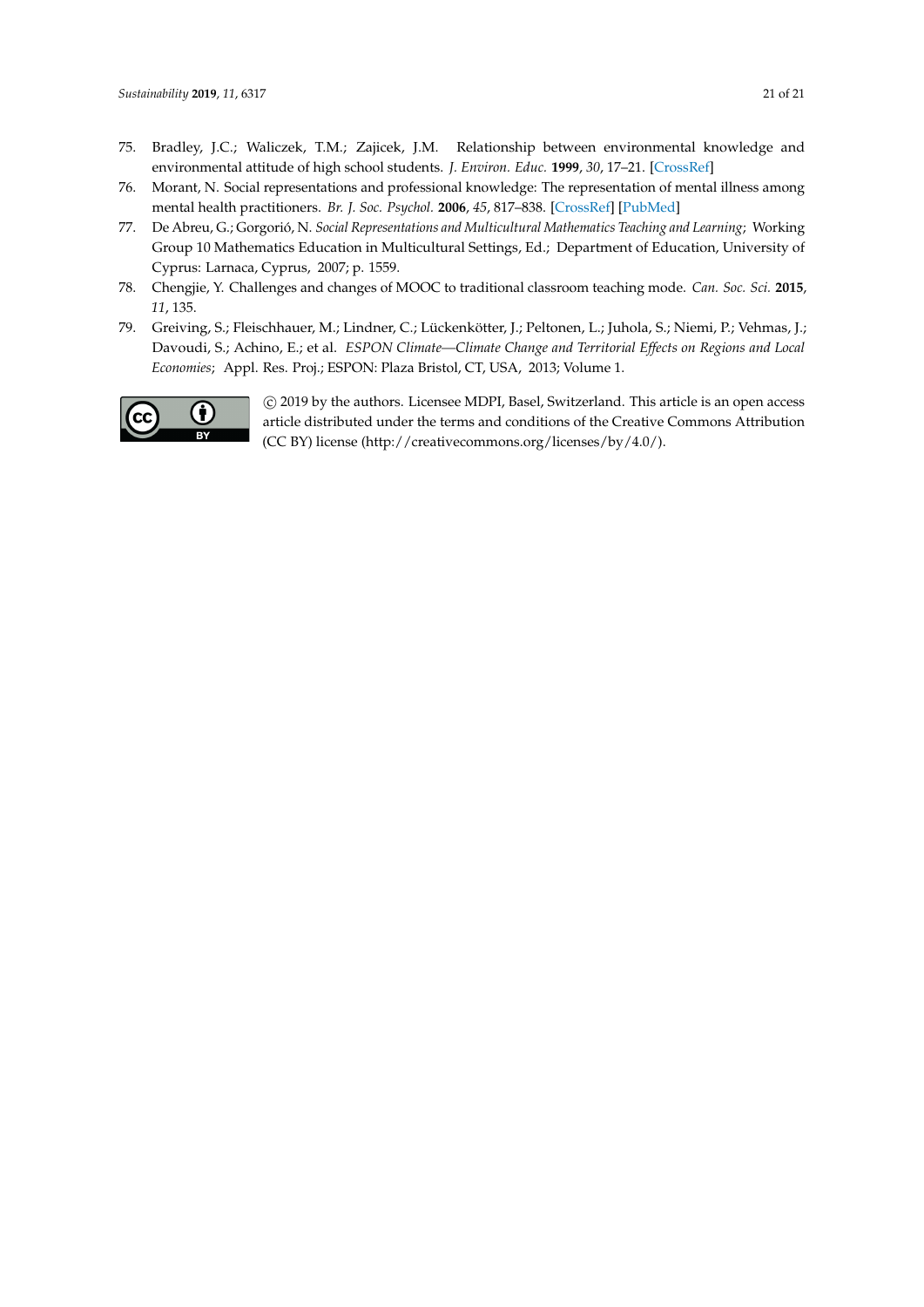75. Bradley, J.C.; Waliczek, T.M.; Zajicek, J.M. Relationship between environmental knowledge and environmental attitude of high school students. *J. Environ. Educ.* **1999**, *30*, 17–21. [CrossRef]
76. Morant, N. Social representations and professional knowledge: The representation of mental illness among mental health practitioners. *Br. J. Soc. Psychol.* **2006**, *45*, 817–838. [CrossRef] [PubMed]
77. De Abreu, G.; Gorgorió, N. *Social Representations and Multicultural Mathematics Teaching and Learning*; Working Group 10 Mathematics Education in Multicultural Settings, Ed.; Department of Education, University of Cyprus: Larnaca, Cyprus, 2007; p. 1559.
78. Chengjie, Y. Challenges and changes of MOOC to traditional classroom teaching mode. *Can. Soc. Sci.* **2015**, *11*, 135.
79. Greiving, S.; Fleischhauer, M.; Lindner, C.; Lückenkötter, J.; Peltonen, L.; Juhola, S.; Niemi, P.; Vehmas, J.; Davoudi, S.; Achino, E.; et al. *ESPON Climate—Climate Change and Territorial Effects on Regions and Local Economies*; Appl. Res. Proj.; ESPON: Plaza Bristol, CT, USA, 2013; Volume 1.

© 2019 by the authors. Licensee MDPI, Basel, Switzerland. This article is an open access article distributed under the terms and conditions of the Creative Commons Attribution (CC BY) license (http://creativecommons.org/licenses/by/4.0/).